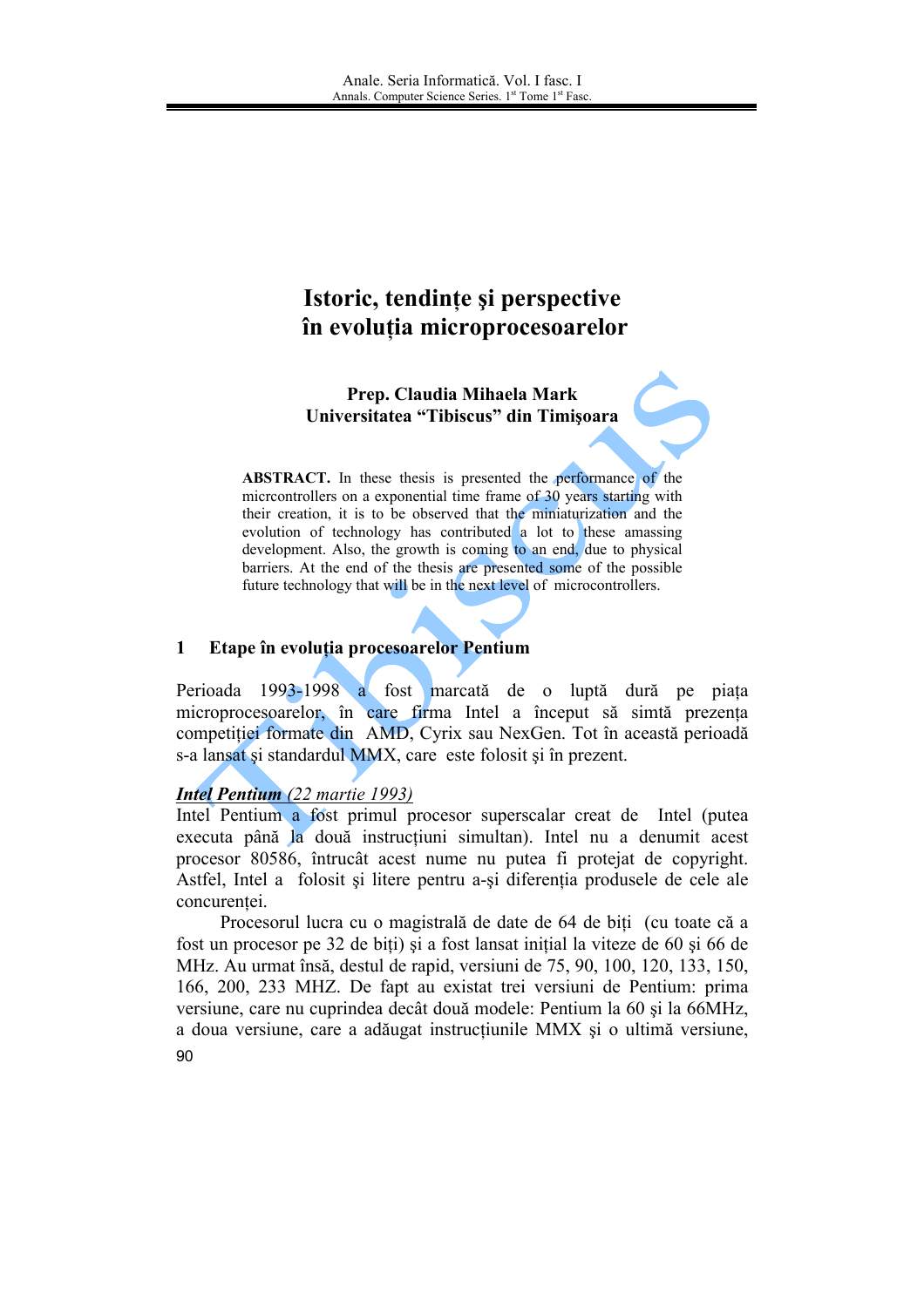# Istoric, tendințe şi perspective în evoluția microprocesoarelor

**Prep. Claudia Mihaela Mark**
**Universitatea "Tibiscus" din Timişoara**

**ABSTRACT.** In these thesis is presented the performance of the micrcontrollers on a exponential time frame of 30 years starting with their creation, it is to be observed that the miniaturization and the evolution of technology has contributed a lot to these amassing development. Also, the growth is coming to an end, due to physical barriers. At the end of the thesis are presented some of the possible future technology that will be in the next level of microcontrollers.

## 1 Etape în evoluția procesoarelor Pentium

Perioada 1993-1998 a fost marcată de o luptă dură pe piața microprocesoarelor, în care firma Intel a început să simtă prezența competiției formate din AMD, Cyrix sau NexGen. Tot în această perioadă s-a lansat şi standardul MMX, care este folosit şi în prezent.

***Intel Pentium*** *(22 martie 1993)*
Intel Pentium a fost primul procesor superscalar creat de Intel (putea executa până la două instrucțiuni simultan). Intel nu a denumit acest procesor 80586, întrucât acest nume nu putea fi protejat de copyright. Astfel, Intel a folosit şi litere pentru a-şi diferenția produsele de cele ale concurenței.

Procesorul lucra cu o magistrală de date de 64 de biți (cu toate că a fost un procesor pe 32 de biți) şi a fost lansat inițial la viteze de 60 şi 66 de MHz. Au urmat însă, destul de rapid, versiuni de 75, 90, 100, 120, 133, 150, 166, 200, 233 MHZ. De fapt au existat trei versiuni de Pentium: prima versiune, care nu cuprindea decât două modele: Pentium la 60 şi la 66MHz, a doua versiune, care a adăugat instrucțiunile MMX şi o ultimă versiune,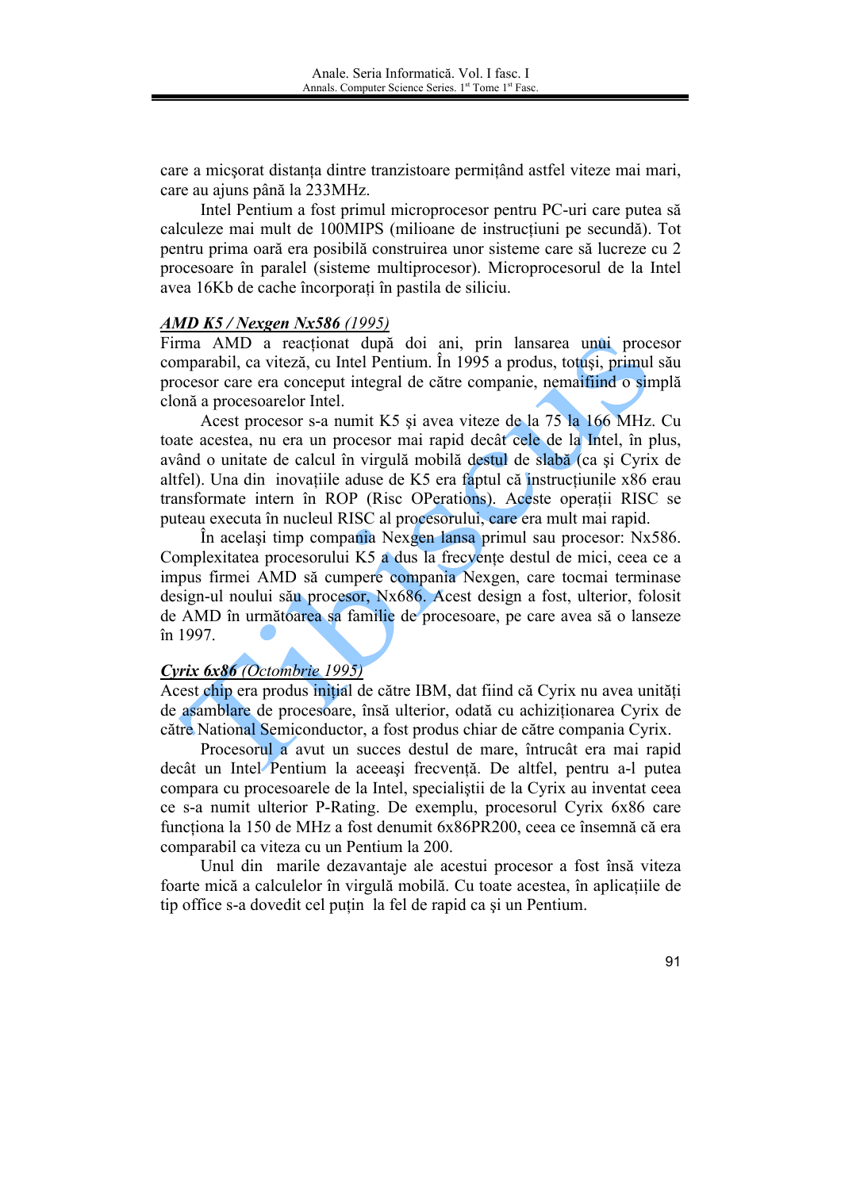care a micşorat distanţa dintre tranzistoare permiţând astfel viteze mai mari, care au ajuns până la 233MHz.

Intel Pentium a fost primul microprocesor pentru PC-uri care putea să calculeze mai mult de 100MIPS (milioane de instrucţiuni pe secundă). Tot pentru prima oară era posibilă construirea unor sisteme care să lucreze cu 2 procesoare în paralel (sisteme multiprocesor). Microprocesorul de la Intel avea 16Kb de cache încorporaţi în pastila de siliciu.

***AMD K5 / Nexgen Nx586** (1995)*

Firma AMD a reacţionat după doi ani, prin lansarea unui procesor comparabil, ca viteză, cu Intel Pentium. În 1995 a produs, totuşi, primul său procesor care era conceput integral de către companie, nemaifiind o simplă clonă a procesoarelor Intel.

Acest procesor s-a numit K5 şi avea viteze de la 75 la 166 MHz. Cu toate acestea, nu era un procesor mai rapid decât cele de la Intel, în plus, având o unitate de calcul în virgulă mobilă destul de slabă (ca şi Cyrix de altfel). Una din inovaţiile aduse de K5 era faptul că instrucţiunile x86 erau transformate intern în ROP (Risc OPerations). Aceste operaţii RISC se puteau executa în nucleul RISC al procesorului, care era mult mai rapid.

În acelaşi timp compania Nexgen lansa primul sau procesor: Nx586. Complexitatea procesorului K5 a dus la frecvenţe destul de mici, ceea ce a impus firmei AMD să cumpere compania Nexgen, care tocmai terminase design-ul noului său procesor, Nx686. Acest design a fost, ulterior, folosit de AMD în următoarea sa familie de procesoare, pe care avea să o lanseze în 1997.

***Cyrix 6x86** (Octombrie 1995)*

Acest chip era produs iniţial de către IBM, dat fiind că Cyrix nu avea unităţi de asamblare de procesoare, însă ulterior, odată cu achiziţionarea Cyrix de către National Semiconductor, a fost produs chiar de către compania Cyrix.

Procesorul a avut un succes destul de mare, întrucât era mai rapid decât un Intel Pentium la aceeaşi frecvenţă. De altfel, pentru a-l putea compara cu procesoarele de la Intel, specialiştii de la Cyrix au inventat ceea ce s-a numit ulterior P-Rating. De exemplu, procesorul Cyrix 6x86 care funcţiona la 150 de MHz a fost denumit 6x86PR200, ceea ce înseamnă că era comparabil ca viteza cu un Pentium la 200.

Unul din marile dezavantaje ale acestui procesor a fost însă viteza foarte mică a calculelor în virgulă mobilă. Cu toate acestea, în aplicaţiile de tip office s-a dovedit cel puţin la fel de rapid ca şi un Pentium.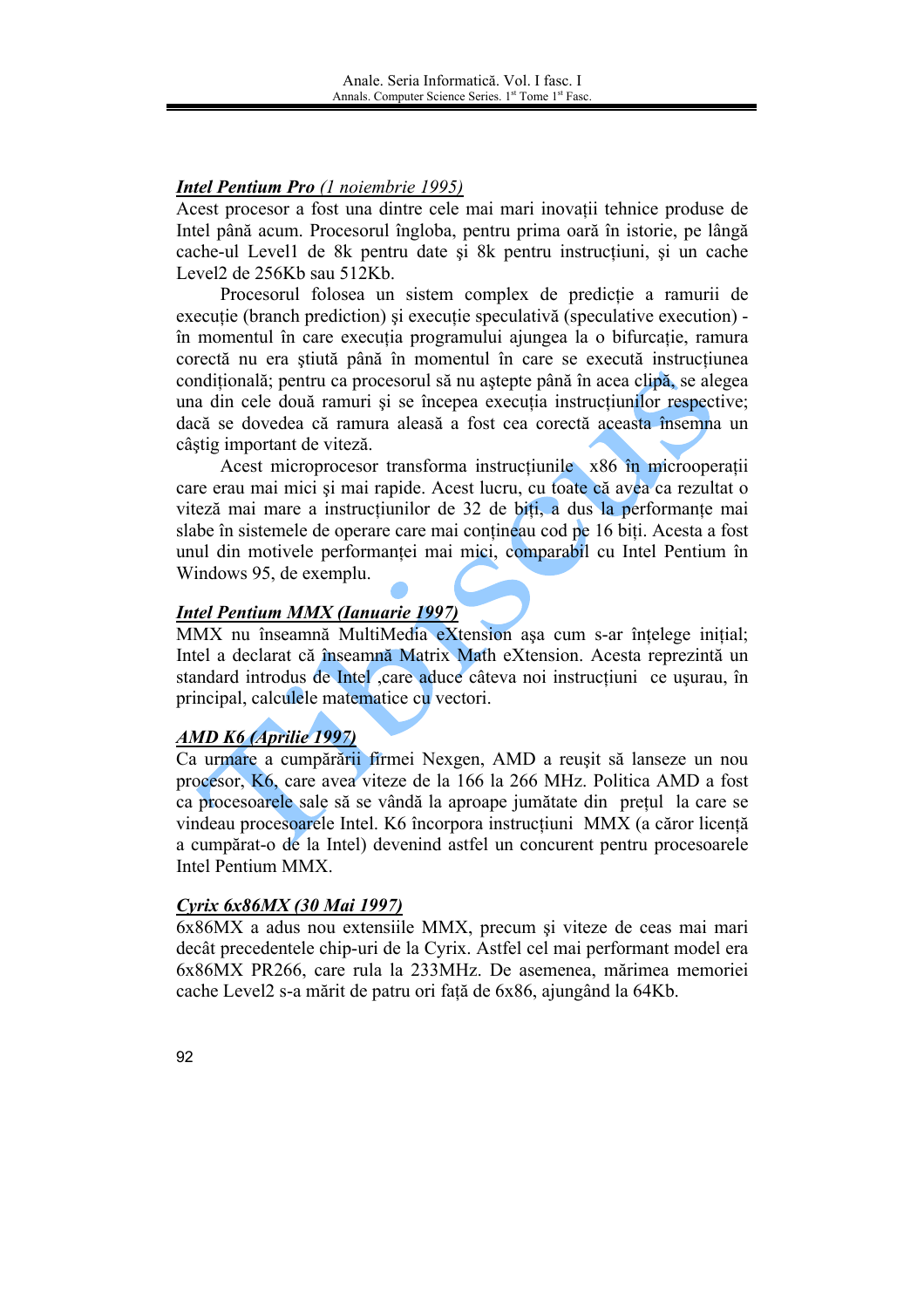***Intel Pentium Pro** (1 noiembrie 1995)*

Acest procesor a fost una dintre cele mai mari inovații tehnice produse de Intel până acum. Procesorul îngloba, pentru prima oară în istorie, pe lângă cache-ul Level1 de 8k pentru date şi 8k pentru instrucțiuni, şi un cache Level2 de 256Kb sau 512Kb.

Procesorul folosea un sistem complex de predicție a ramurii de execuție (branch prediction) şi execuție speculativă (speculative execution) - în momentul în care execuția programului ajungea la o bifurcație, ramura corectă nu era ştiută până în momentul în care se execută instrucțiunea condițională; pentru ca procesorul să nu aştepte până în acea clipă, se alegea una din cele două ramuri şi se începea execuția instrucțiunilor respective; dacă se dovedea că ramura aleasă a fost cea corectă aceasta însemna un câştig important de viteză.

Acest microprocesor transforma instrucțiunile x86 în microoperații care erau mai mici şi mai rapide. Acest lucru, cu toate că avea ca rezultat o viteză mai mare a instrucțiunilor de 32 de biți, a dus la performanțe mai slabe în sistemele de operare care mai conțineau cod pe 16 biți. Acesta a fost unul din motivele performanței mai mici, comparabil cu Intel Pentium în Windows 95, de exemplu.

***Intel Pentium MMX (Ianuarie 1997)***

MMX nu înseamnă MultiMedia eXtension aşa cum s-ar înțelege inițial; Intel a declarat că înseamnă Matrix Math eXtension. Acesta reprezintă un standard introdus de Intel ,care aduce câteva noi instrucțiuni ce uşurau, în principal, calculele matematice cu vectori.

***AMD K6 (Aprilie 1997)***

Ca urmare a cumpărării firmei Nexgen, AMD a reuşit să lanseze un nou procesor, K6, care avea viteze de la 166 la 266 MHz. Politica AMD a fost ca procesoarele sale să se vândă la aproape jumătate din prețul la care se vindeau procesoarele Intel. K6 încorpora instrucțiuni MMX (a căror licență a cumpărat-o de la Intel) devenind astfel un concurent pentru procesoarele Intel Pentium MMX.

***Cyrix 6x86MX (30 Mai 1997)***

6x86MX a adus nou extensiile MMX, precum şi viteze de ceas mai mari decât precedentele chip-uri de la Cyrix. Astfel cel mai performant model era 6x86MX PR266, care rula la 233MHz. De asemenea, mărimea memoriei cache Level2 s-a mărit de patru ori față de 6x86, ajungând la 64Kb.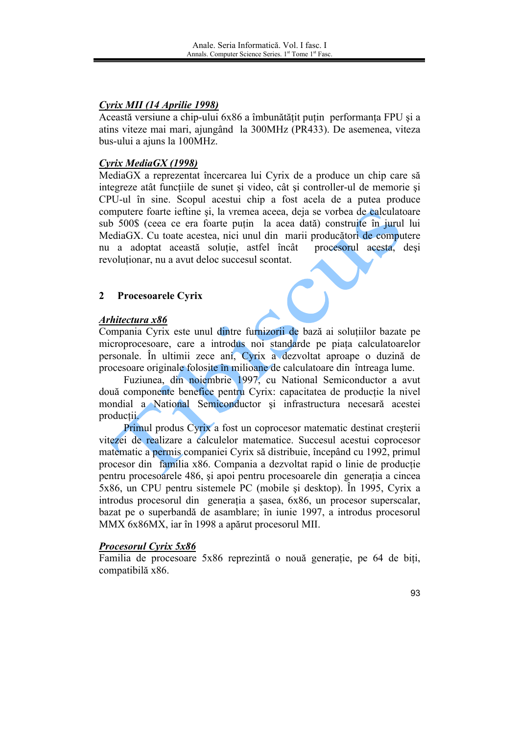***Cyrix MII (14 Aprilie 1998)***

Această versiune a chip-ului 6x86 a îmbunătățit puțin performanța FPU şi a atins viteze mai mari, ajungând la 300MHz (PR433). De asemenea, viteza bus-ului a ajuns la 100MHz.

***Cyrix MediaGX (1998)***

MediaGX a reprezentat încercarea lui Cyrix de a produce un chip care să integreze atât funcțiile de sunet şi video, cât şi controller-ul de memorie şi CPU-ul în sine. Scopul acestui chip a fost acela de a putea produce computere foarte ieftine şi, la vremea aceea, deja se vorbea de calculatoare sub 500$ (ceea ce era foarte puțin la acea dată) construite în jurul lui MediaGX. Cu toate acestea, nici unul din marii producători de computere nu a adoptat această soluție, astfel încât procesorul acesta, deşi revoluționar, nu a avut deloc succesul scontat.

## 2 Procesoarele Cyrix

***Arhitectura x86***

Compania Cyrix este unul dintre furnizorii de bază ai soluțiilor bazate pe microprocesoare, care a introdus noi standarde pe piața calculatoarelor personale. În ultimii zece ani, Cyrix a dezvoltat aproape o duzină de procesoare originale folosite în milioane de calculatoare din întreaga lume.

Fuziunea, din noiembrie 1997, cu National Semiconductor a avut două componente benefice pentru Cyrix: capacitatea de producție la nivel mondial a National Semiconductor şi infrastructura necesară acestei producții.

Primul produs Cyrix a fost un coprocesor matematic destinat creşterii vitezei de realizare a calculelor matematice. Succesul acestui coprocesor matematic a permis companiei Cyrix să distribuie, începând cu 1992, primul procesor din familia x86. Compania a dezvoltat rapid o linie de producție pentru procesoarele 486, şi apoi pentru procesoarele din generația a cincea 5x86, un CPU pentru sistemele PC (mobile şi desktop). În 1995, Cyrix a introdus procesorul din generația a şasea, 6x86, un procesor superscalar, bazat pe o superbandă de asamblare; în iunie 1997, a introdus procesorul MMX 6x86MX, iar în 1998 a apărut procesorul MII.

***Procesorul Cyrix 5x86***

Familia de procesoare 5x86 reprezintă o nouă generație, pe 64 de biți, compatibilă x86.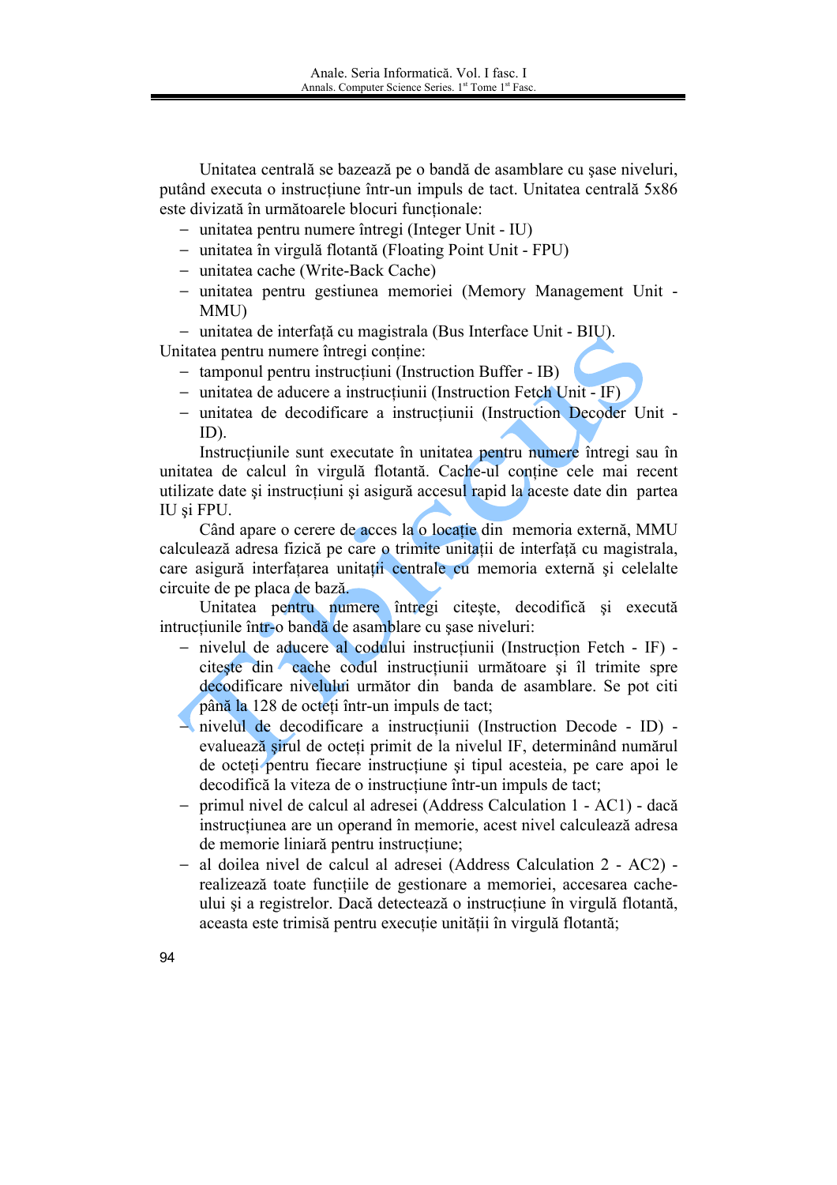Unitatea centrală se bazează pe o bandă de asamblare cu şase niveluri, putând executa o instrucţiune într-un impuls de tact. Unitatea centrală 5x86 este divizată în următoarele blocuri funcţionale:

- unitatea pentru numere întregi (Integer Unit - IU)
- unitatea în virgulă flotantă (Floating Point Unit - FPU)
- unitatea cache (Write-Back Cache)
- unitatea pentru gestiunea memoriei (Memory Management Unit - MMU)
- unitatea de interfaţă cu magistrala (Bus Interface Unit - BIU).

Unitatea pentru numere întregi conţine:

- tamponul pentru instrucţiuni (Instruction Buffer - IB)
- unitatea de aducere a instrucţiunii (Instruction Fetch Unit - IF)
- unitatea de decodificare a instrucţiunii (Instruction Decoder Unit - ID).

Instrucţiunile sunt executate în unitatea pentru numere întregi sau în unitatea de calcul în virgulă flotantă. Cache-ul conţine cele mai recent utilizate date şi instrucţiuni şi asigură accesul rapid la aceste date din partea IU şi FPU.

Când apare o cerere de acces la o locaţie din memoria externă, MMU calculează adresa fizică pe care o trimite unităţii de interfaţă cu magistrala, care asigură interfaţarea unităţii centrale cu memoria externă şi celelalte circuite de pe placa de bază.

Unitatea pentru numere întregi citeşte, decodifică şi execută intrucţiunile într-o bandă de asamblare cu şase niveluri:

- nivelul de aducere al codului instrucţiunii (Instruction Fetch - IF) - citeşte din cache codul instrucţiunii următoare şi îl trimite spre decodificare nivelului următor din banda de asamblare. Se pot citi până la 128 de octeţi într-un impuls de tact;
- nivelul de decodificare a instrucţiunii (Instruction Decode - ID) - evaluează şirul de octeţi primit de la nivelul IF, determinând numărul de octeţi pentru fiecare instrucţiune şi tipul acesteia, pe care apoi le decodifică la viteza de o instrucţiune într-un impuls de tact;
- primul nivel de calcul al adresei (Address Calculation 1 - AC1) - dacă instrucţiunea are un operand în memorie, acest nivel calculează adresa de memorie liniară pentru instrucţiune;
- al doilea nivel de calcul al adresei (Address Calculation 2 - AC2) - realizează toate funcţiile de gestionare a memoriei, accesarea cache-ului şi a registrelor. Dacă detectează o instrucţiune în virgulă flotantă, aceasta este trimisă pentru execuţie unităţii în virgulă flotantă;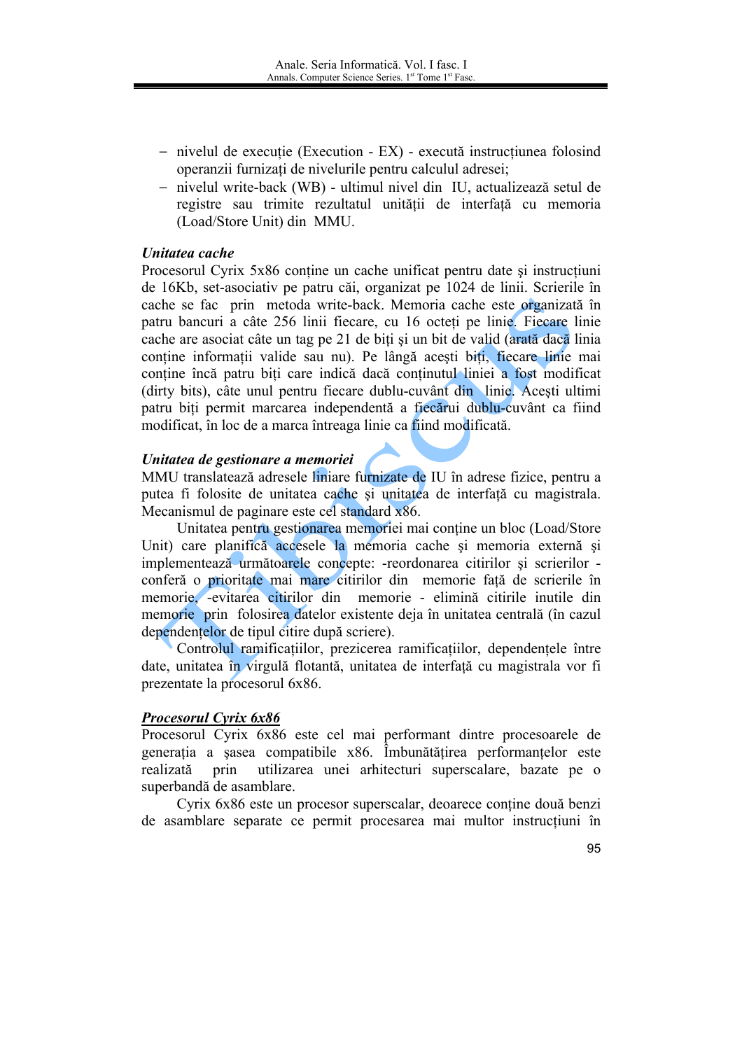- nivelul de execuție (Execution - EX) - execută instrucțiunea folosind operanzii furnizați de nivelurile pentru calculul adresei;
- nivelul write-back (WB) - ultimul nivel din IU, actualizează setul de registre sau trimite rezultatul unității de interfață cu memoria (Load/Store Unit) din MMU.

***Unitatea cache***

Procesorul Cyrix 5x86 conține un cache unificat pentru date și instrucțiuni de 16Kb, set-asociativ pe patru căi, organizat pe 1024 de linii. Scrierile în cache se fac prin metoda write-back. Memoria cache este organizată în patru bancuri a câte 256 linii fiecare, cu 16 octeți pe linie. Fiecare linie cache are asociat câte un tag pe 21 de biți și un bit de valid (arată dacă linia conține informații valide sau nu). Pe lângă acești biți, fiecare linie mai conține încă patru biți care indică dacă conținutul liniei a fost modificat (dirty bits), câte unul pentru fiecare dublu-cuvânt din linie. Acești ultimi patru biți permit marcarea independentă a fiecărui dublu-cuvânt ca fiind modificat, în loc de a marca întreaga linie ca fiind modificată.

***Unitatea de gestionare a memoriei***

MMU translatează adresele liniare furnizate de IU în adrese fizice, pentru a putea fi folosite de unitatea cache și unitatea de interfață cu magistrala. Mecanismul de paginare este cel standard x86.

Unitatea pentru gestionarea memoriei mai conține un bloc (Load/Store Unit) care planifică accesele la memoria cache și memoria externă și implementează următoarele concepte: -reordonarea citirilor și scrierilor - conferă o prioritate mai mare citirilor din memorie față de scrierile în memorie, -evitarea citirilor din memorie - elimină citirile inutile din memorie prin folosirea datelor existente deja în unitatea centrală (în cazul dependențelor de tipul citire după scriere).

Controlul ramificațiilor, prezicerea ramificațiilor, dependențele între date, unitatea în virgulă flotantă, unitatea de interfață cu magistrala vor fi prezentate la procesorul 6x86.

***<u>Procesorul Cyrix 6x86</u>***

Procesorul Cyrix 6x86 este cel mai performant dintre procesoarele de generația a șasea compatibile x86. Îmbunătățirea performanțelor este realizată prin utilizarea unei arhitecturi superscalare, bazate pe o superbandă de asamblare.

Cyrix 6x86 este un procesor superscalar, deoarece conține două benzi de asamblare separate ce permit procesarea mai multor instrucțiuni în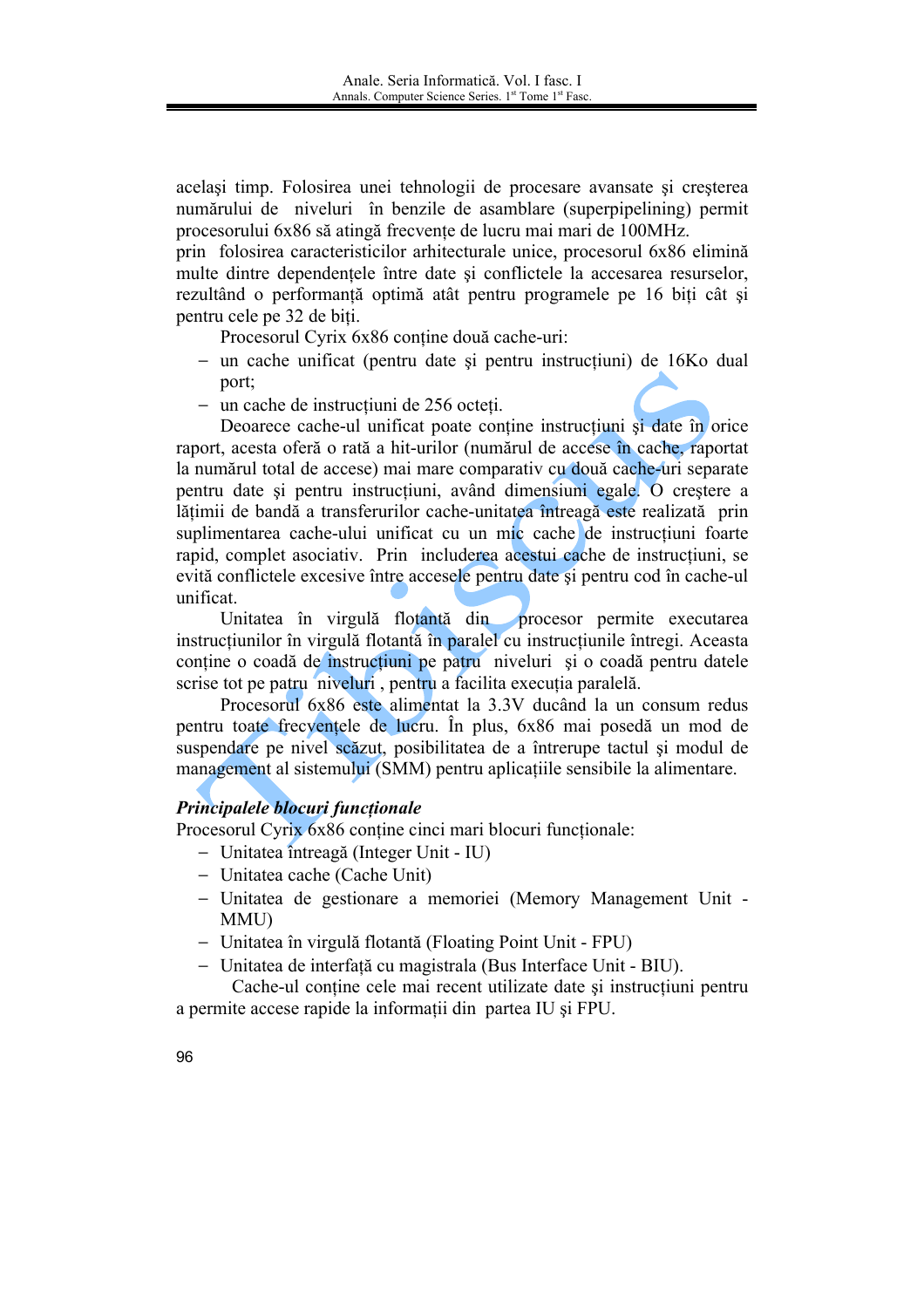acelaşi timp. Folosirea unei tehnologii de procesare avansate şi creşterea numărului de niveluri în benzile de asamblare (superpipelining) permit procesorului 6x86 să atingă frecvenţe de lucru mai mari de 100MHz.
prin folosirea caracteristicilor arhitecturale unice, procesorul 6x86 elimină multe dintre dependenţele între date şi conflictele la accesarea resurselor, rezultând o performanţă optimă atât pentru programele pe 16 biţi cât şi pentru cele pe 32 de biţi.

Procesorul Cyrix 6x86 conţine două cache-uri:

- un cache unificat (pentru date şi pentru instrucţiuni) de 16Ko dual port;
- un cache de instrucţiuni de 256 octeţi.

Deoarece cache-ul unificat poate conţine instrucţiuni şi date în orice raport, acesta oferă o rată a hit-urilor (numărul de accese în cache, raportat la numărul total de accese) mai mare comparativ cu două cache-uri separate pentru date şi pentru instrucţiuni, având dimensiuni egale. O creştere a lăţimii de bandă a transferurilor cache-unitatea întreagă este realizată prin suplimentarea cache-ului unificat cu un mic cache de instrucţiuni foarte rapid, complet asociativ. Prin includerea acestui cache de instrucţiuni, se evită conflictele excesive între accesele pentru date şi pentru cod în cache-ul unificat.

Unitatea în virgulă flotantă din procesor permite executarea instrucţiunilor în virgulă flotantă în paralel cu instrucţiunile întregi. Aceasta conţine o coadă de instrucţiuni pe patru niveluri şi o coadă pentru datele scrise tot pe patru niveluri , pentru a facilita execuţia paralelă.

Procesorul 6x86 este alimentat la 3.3V ducând la un consum redus pentru toate frecvenţele de lucru. În plus, 6x86 mai posedă un mod de suspendare pe nivel scăzut, posibilitatea de a întrerupe tactul şi modul de management al sistemului (SMM) pentru aplicaţiile sensibile la alimentare.

***Principalele blocuri funcţionale***

Procesorul Cyrix 6x86 conţine cinci mari blocuri funcţionale:

- Unitatea întreagă (Integer Unit - IU)
- Unitatea cache (Cache Unit)
- Unitatea de gestionare a memoriei (Memory Management Unit - MMU)
- Unitatea în virgulă flotantă (Floating Point Unit - FPU)
- Unitatea de interfaţă cu magistrala (Bus Interface Unit - BIU).

Cache-ul conţine cele mai recent utilizate date şi instrucţiuni pentru a permite accese rapide la informaţii din partea IU şi FPU.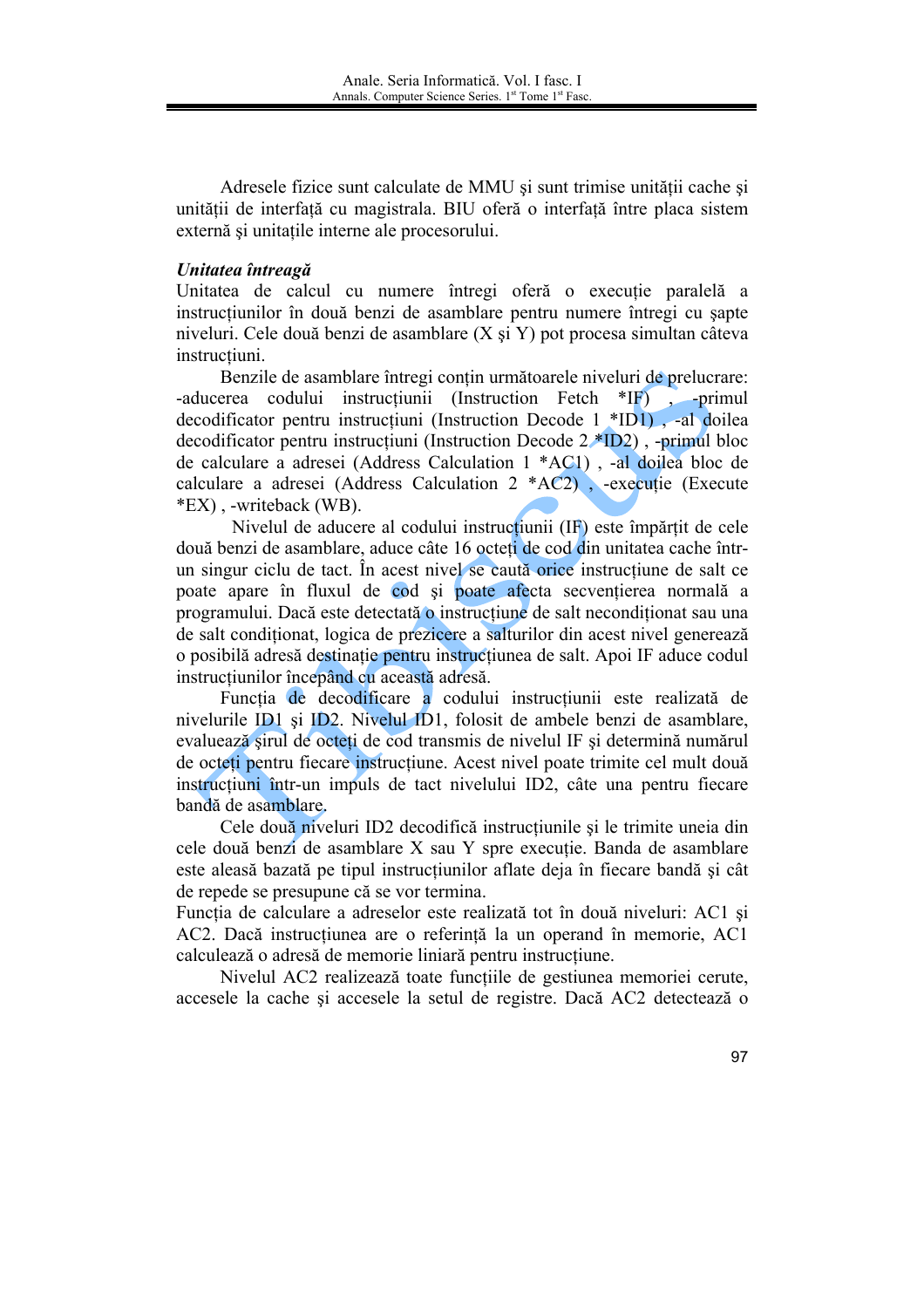Adresele fizice sunt calculate de MMU şi sunt trimise unităţii cache şi unităţii de interfaţă cu magistrala. BIU oferă o interfaţă între placa sistem externă şi unitaţile interne ale procesorului.

***Unitatea întreagă***

Unitatea de calcul cu numere întregi oferă o execuţie paralelă a instrucţiunilor în două benzi de asamblare pentru numere întregi cu şapte niveluri. Cele două benzi de asamblare (X şi Y) pot procesa simultan câteva instrucţiuni.

Benzile de asamblare întregi conţin următoarele niveluri de prelucrare: -aducerea codului instrucţiunii (Instruction Fetch *IF) , -primul decodificator pentru instrucţiuni (Instruction Decode 1 *ID1) , -al doilea decodificator pentru instrucţiuni (Instruction Decode 2 *ID2) , -primul bloc de calculare a adresei (Address Calculation 1 *AC1) , -al doilea bloc de calculare a adresei (Address Calculation 2 *AC2) , -execuţie (Execute *EX) , -writeback (WB).

Nivelul de aducere al codului instrucţiunii (IF) este împărţit de cele două benzi de asamblare, aduce câte 16 octeţi de cod din unitatea cache într-un singur ciclu de tact. În acest nivel se caută orice instrucţiune de salt ce poate apare în fluxul de cod şi poate afecta secvenţierea normală a programului. Dacă este detectată o instrucţiune de salt necondiţionat sau una de salt condiţionat, logica de prezicere a salturilor din acest nivel generează o posibilă adresă destinaţie pentru instrucţiunea de salt. Apoi IF aduce codul instrucţiunilor începând cu această adresă.

Funcţia de decodificare a codului instrucţiunii este realizată de nivelurile ID1 şi ID2. Nivelul ID1, folosit de ambele benzi de asamblare, evaluează şirul de octeţi de cod transmis de nivelul IF şi determină numărul de octeţi pentru fiecare instrucţiune. Acest nivel poate trimite cel mult două instrucţiuni într-un impuls de tact nivelului ID2, câte una pentru fiecare bandă de asamblare.

Cele două niveluri ID2 decodifică instrucţiunile şi le trimite uneia din cele două benzi de asamblare X sau Y spre execuţie. Banda de asamblare este aleasă bazată pe tipul instrucţiunilor aflate deja în fiecare bandă şi cât de repede se presupune că se vor termina.

Funcţia de calculare a adreselor este realizată tot în două niveluri: AC1 şi AC2. Dacă instrucţiunea are o referinţă la un operand în memorie, AC1 calculează o adresă de memorie liniară pentru instrucţiune.

Nivelul AC2 realizează toate funcţiile de gestiunea memoriei cerute, accesele la cache şi accesele la setul de registre. Dacă AC2 detectează o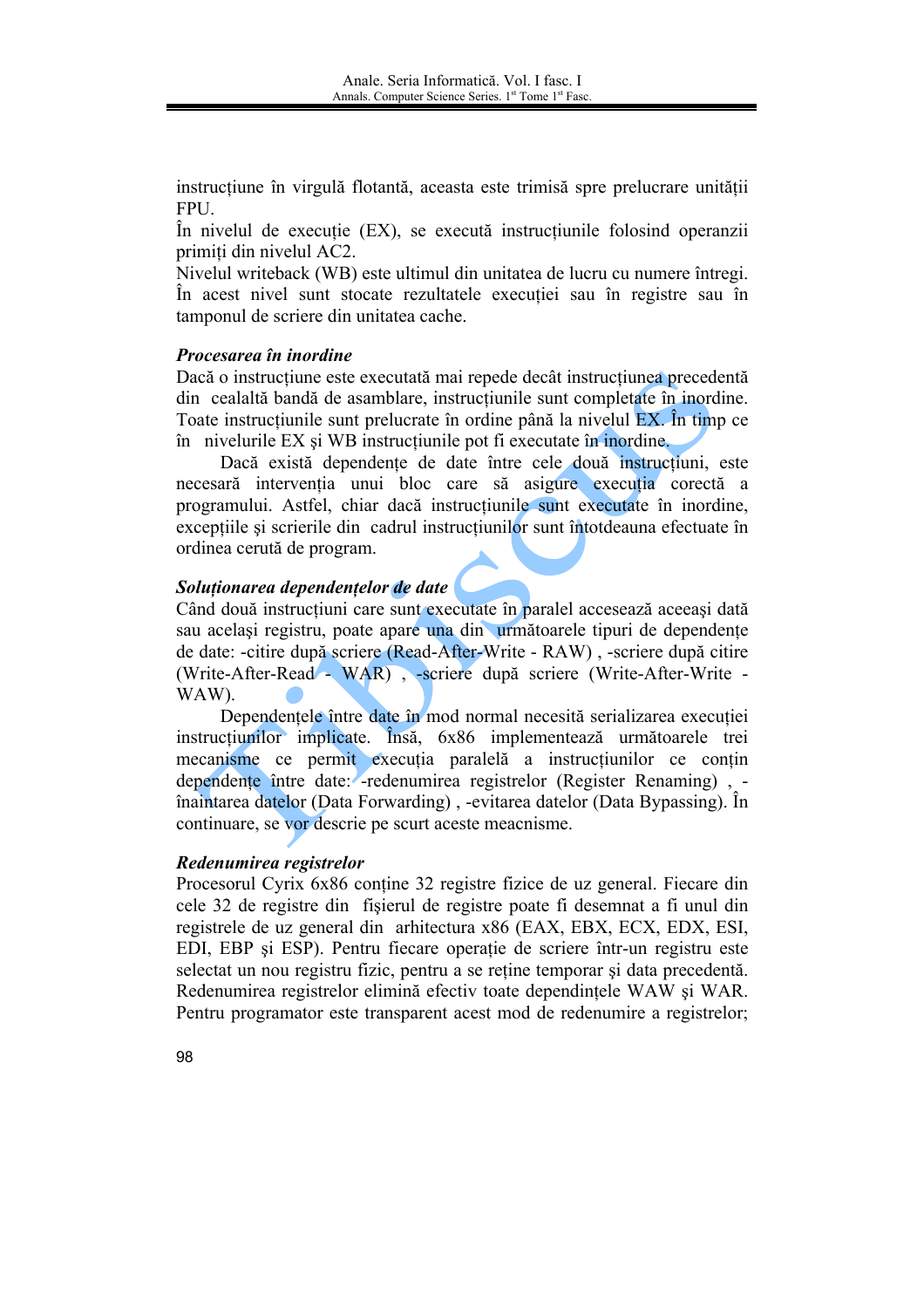instrucţiune în virgulă flotantă, aceasta este trimisă spre prelucrare unităţii FPU.
În nivelul de execuţie (EX), se execută instrucţiunile folosind operanzii primiţi din nivelul AC2.
Nivelul writeback (WB) este ultimul din unitatea de lucru cu numere întregi. În acest nivel sunt stocate rezultatele execuţiei sau în registre sau în tamponul de scriere din unitatea cache.

***Procesarea în inordine***

Dacă o instrucţiune este executată mai repede decât instrucţiunea precedentă din cealaltă bandă de asamblare, instrucţiunile sunt completate în inordine. Toate instrucţiunile sunt prelucrate în ordine până la nivelul EX. În timp ce în nivelurile EX şi WB instrucţiunile pot fi executate în inordine.

Dacă există dependenţe de date între cele două instrucţiuni, este necesară intervenţia unui bloc care să asigure execuţia corectă a programului. Astfel, chiar dacă instrucţiunile sunt executate în inordine, excepţiile şi scrierile din cadrul instrucţiunilor sunt întotdeauna efectuate în ordinea cerută de program.

***Soluţionarea dependenţelor de date***

Când două instrucţiuni care sunt executate în paralel accesează aceeaşi dată sau acelaşi registru, poate apare una din următoarele tipuri de dependenţe de date: -citire după scriere (Read-After-Write - RAW) , -scriere după citire (Write-After-Read - WAR) , -scriere după scriere (Write-After-Write - WAW).

Dependenţele între date în mod normal necesită serializarea execuţiei instrucţiunilor implicate. Însă, 6x86 implementează următoarele trei mecanisme ce permit execuţia paralelă a instrucţiunilor ce conţin dependenţe între date: -redenumirea registrelor (Register Renaming) , -înaintarea datelor (Data Forwarding) , -evitarea datelor (Data Bypassing). În continuare, se vor descrie pe scurt aceste meacnisme.

***Redenumirea registrelor***

Procesorul Cyrix 6x86 conţine 32 registre fizice de uz general. Fiecare din cele 32 de registre din fişierul de registre poate fi desemnat a fi unul din registrele de uz general din arhitectura x86 (EAX, EBX, ECX, EDX, ESI, EDI, EBP şi ESP). Pentru fiecare operaţie de scriere într-un registru este selectat un nou registru fizic, pentru a se reţine temporar şi data precedentă. Redenumirea registrelor elimină efectiv toate dependinţele WAW şi WAR. Pentru programator este transparent acest mod de redenumire a registrelor;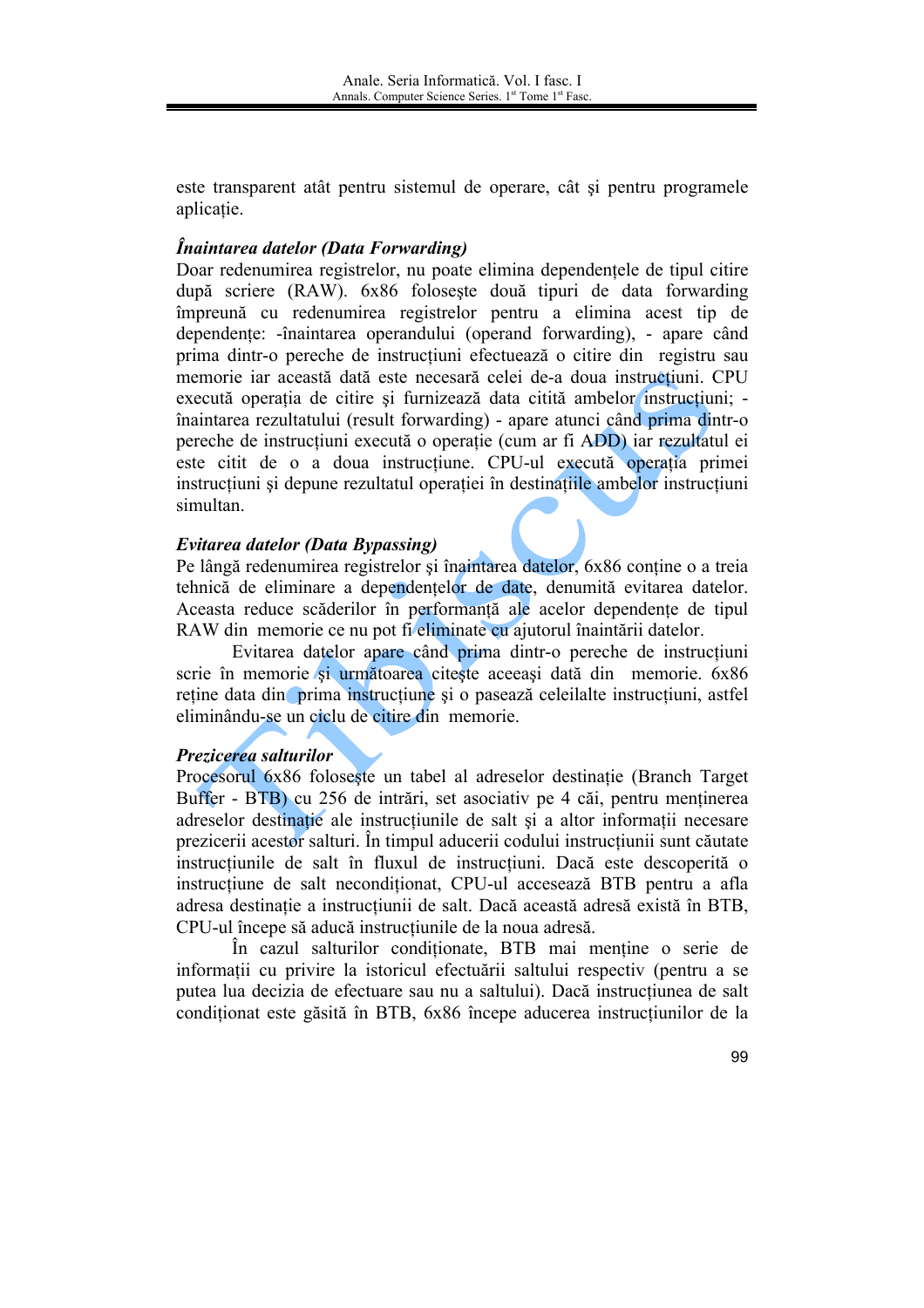este transparent atât pentru sistemul de operare, cât şi pentru programele aplicaţie.

***Înaintarea datelor (Data Forwarding)***

Doar redenumirea registrelor, nu poate elimina dependenţele de tipul citire după scriere (RAW). 6x86 foloseşte două tipuri de data forwarding împreună cu redenumirea registrelor pentru a elimina acest tip de dependenţe: -înaintarea operandului (operand forwarding), - apare când prima dintr-o pereche de instrucţiuni efectuează o citire din registru sau memorie iar această dată este necesară celei de-a doua instrucţiuni. CPU execută operaţia de citire şi furnizează data citită ambelor instrucţiuni; - înaintarea rezultatului (result forwarding) - apare atunci când prima dintr-o pereche de instrucţiuni execută o operaţie (cum ar fi ADD) iar rezultatul ei este citit de o a doua instrucţiune. CPU-ul execută operaţia primei instrucţiuni şi depune rezultatul operaţiei în destinaţiile ambelor instrucţiuni simultan.

***Evitarea datelor (Data Bypassing)***

Pe lângă redenumirea registrelor şi înaintarea datelor, 6x86 conţine o a treia tehnică de eliminare a dependenţelor de date, denumită evitarea datelor. Aceasta reduce scăderilor în performanţă ale acelor dependenţe de tipul RAW din memorie ce nu pot fi eliminate cu ajutorul înaintării datelor.

Evitarea datelor apare când prima dintr-o pereche de instrucţiuni scrie în memorie şi următoarea citeşte aceeaşi dată din memorie. 6x86 reţine data din prima instrucţiune şi o pasează celeilalte instrucţiuni, astfel eliminându-se un ciclu de citire din memorie.

***Prezicerea salturilor***

Procesorul 6x86 foloseşte un tabel al adreselor destinaţie (Branch Target Buffer - BTB) cu 256 de intrări, set asociativ pe 4 căi, pentru menţinerea adreselor destinaţie ale instrucţiunile de salt şi a altor informaţii necesare prezicerii acestor salturi. În timpul aducerii codului instrucţiunii sunt căutate instrucţiunile de salt în fluxul de instrucţiuni. Dacă este descoperită o instrucţiune de salt necondiţionat, CPU-ul accesează BTB pentru a afla adresa destinaţie a instrucţiunii de salt. Dacă această adresă există în BTB, CPU-ul începe să aducă instrucţiunile de la noua adresă.

În cazul salturilor condiţionate, BTB mai menţine o serie de informaţii cu privire la istoricul efectuării saltului respectiv (pentru a se putea lua decizia de efectuare sau nu a saltului). Dacă instrucţiunea de salt condiţionat este găsită în BTB, 6x86 începe aducerea instrucţiunilor de la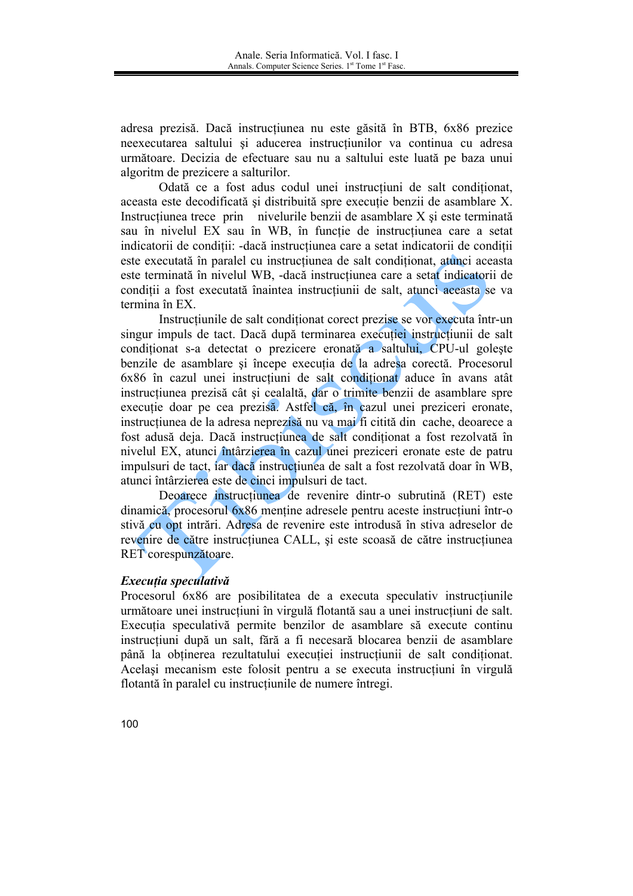adresa prezisă. Dacă instrucțiunea nu este găsită în BTB, 6x86 prezice neexecutarea saltului și aducerea instrucțiunilor va continua cu adresa următoare. Decizia de efectuare sau nu a saltului este luată pe baza unui algoritm de prezicere a salturilor.

Odată ce a fost adus codul unei instrucțiuni de salt condiționat, aceasta este decodificată și distribuită spre execuție benzii de asamblare X. Instrucțiunea trece prin nivelurile benzii de asamblare X și este terminată sau în nivelul EX sau în WB, în funcție de instrucțiunea care a setat indicatorii de condiții: -dacă instrucțiunea care a setat indicatorii de condiții este executată în paralel cu instrucțiunea de salt condiționat, atunci aceasta este terminată în nivelul WB, -dacă instrucțiunea care a setat indicatorii de condiții a fost executată înaintea instrucțiunii de salt, atunci aceasta se va termina în EX.

Instrucțiunile de salt condiționat corect prezise se vor executa într-un singur impuls de tact. Dacă după terminarea execuției instrucțiunii de salt condiționat s-a detectat o prezicere eronată a saltului, CPU-ul golește benzile de asamblare și începe execuția de la adresa corectă. Procesorul 6x86 în cazul unei instrucțiuni de salt condiționat aduce în avans atât instrucțiunea prezisă cât și cealaltă, dar o trimite benzii de asamblare spre execuție doar pe cea prezisă. Astfel că, în cazul unei preziceri eronate, instrucțiunea de la adresa neprezisă nu va mai fi citită din cache, deoarece a fost adusă deja. Dacă instrucțiunea de salt condiționat a fost rezolvată în nivelul EX, atunci întârzierea în cazul unei preziceri eronate este de patru impulsuri de tact, iar dacă instrucțiunea de salt a fost rezolvată doar în WB, atunci întârzierea este de cinci impulsuri de tact.

Deoarece instrucțiunea de revenire dintr-o subrutină (RET) este dinamică, procesorul 6x86 menține adresele pentru aceste instrucțiuni într-o stivă cu opt intrări. Adresa de revenire este introdusă în stiva adreselor de revenire de către instrucțiunea CALL, și este scoasă de către instrucțiunea RET corespunzătoare.

***Execuția speculativă***

Procesorul 6x86 are posibilitatea de a executa speculativ instrucțiunile următoare unei instrucțiuni în virgulă flotantă sau a unei instrucțiuni de salt. Execuția speculativă permite benzilor de asamblare să execute continu instrucțiuni după un salt, fără a fi necesară blocarea benzii de asamblare până la obținerea rezultatului execuției instrucțiunii de salt condiționat. Același mecanism este folosit pentru a se executa instrucțiuni în virgulă flotantă în paralel cu instrucțiunile de numere întregi.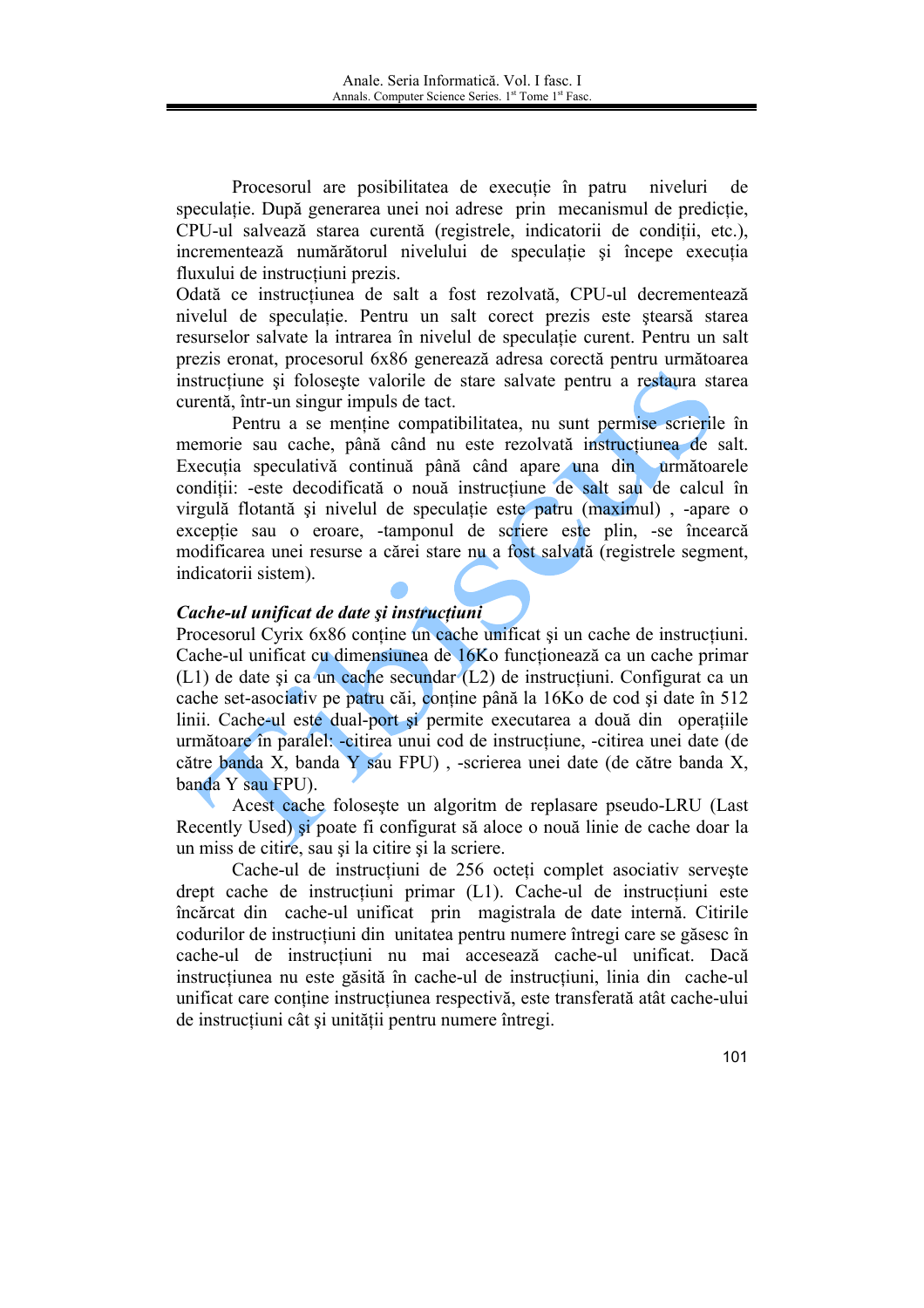Procesorul are posibilitatea de execuţie în patru niveluri de speculaţie. După generarea unei noi adrese prin mecanismul de predicţie, CPU-ul salvează starea curentă (registrele, indicatorii de condiţii, etc.), incrementează numărătorul nivelului de speculaţie şi începe execuţia fluxului de instrucţiuni prezis.
Odată ce instrucţiunea de salt a fost rezolvată, CPU-ul decrementează nivelul de speculaţie. Pentru un salt corect prezis este ştearsă starea resurselor salvate la intrarea în nivelul de speculaţie curent. Pentru un salt prezis eronat, procesorul 6x86 generează adresa corectă pentru următoarea instrucţiune şi foloseşte valorile de stare salvate pentru a restaura starea curentă, într-un singur impuls de tact.

Pentru a se menţine compatibilitatea, nu sunt permise scrierile în memorie sau cache, până când nu este rezolvată instrucţiunea de salt. Execuţia speculativă continuă până când apare una din următoarele condiţii: -este decodificată o nouă instrucţiune de salt sau de calcul în virgulă flotantă şi nivelul de speculaţie este patru (maximul) , -apare o excepţie sau o eroare, -tamponul de scriere este plin, -se încearcă modificarea unei resurse a cărei stare nu a fost salvată (registrele segment, indicatorii sistem).

***Cache-ul unificat de date şi instrucţiuni***

Procesorul Cyrix 6x86 conţine un cache unificat şi un cache de instrucţiuni. Cache-ul unificat cu dimensiunea de 16Ko funcţionează ca un cache primar (L1) de date şi ca un cache secundar (L2) de instrucţiuni. Configurat ca un cache set-asociativ pe patru căi, conţine până la 16Ko de cod şi date în 512 linii. Cache-ul este dual-port şi permite executarea a două din operaţiile următoare în paralel: -citirea unui cod de instrucţiune, -citirea unei date (de către banda X, banda Y sau FPU) , -scrierea unei date (de către banda X, banda Y sau FPU).

Acest cache foloseşte un algoritm de replasare pseudo-LRU (Last Recently Used) şi poate fi configurat să aloce o nouă linie de cache doar la un miss de citire, sau şi la citire şi la scriere.

Cache-ul de instrucţiuni de 256 octeţi complet asociativ serveşte drept cache de instrucţiuni primar (L1). Cache-ul de instrucţiuni este încărcat din cache-ul unificat prin magistrala de date internă. Citirile codurilor de instrucţiuni din unitatea pentru numere întregi care se găsesc în cache-ul de instrucţiuni nu mai accesează cache-ul unificat. Dacă instrucţiunea nu este găsită în cache-ul de instrucţiuni, linia din cache-ul unificat care conţine instrucţiunea respectivă, este transferată atât cache-ului de instrucţiuni cât şi unităţii pentru numere întregi.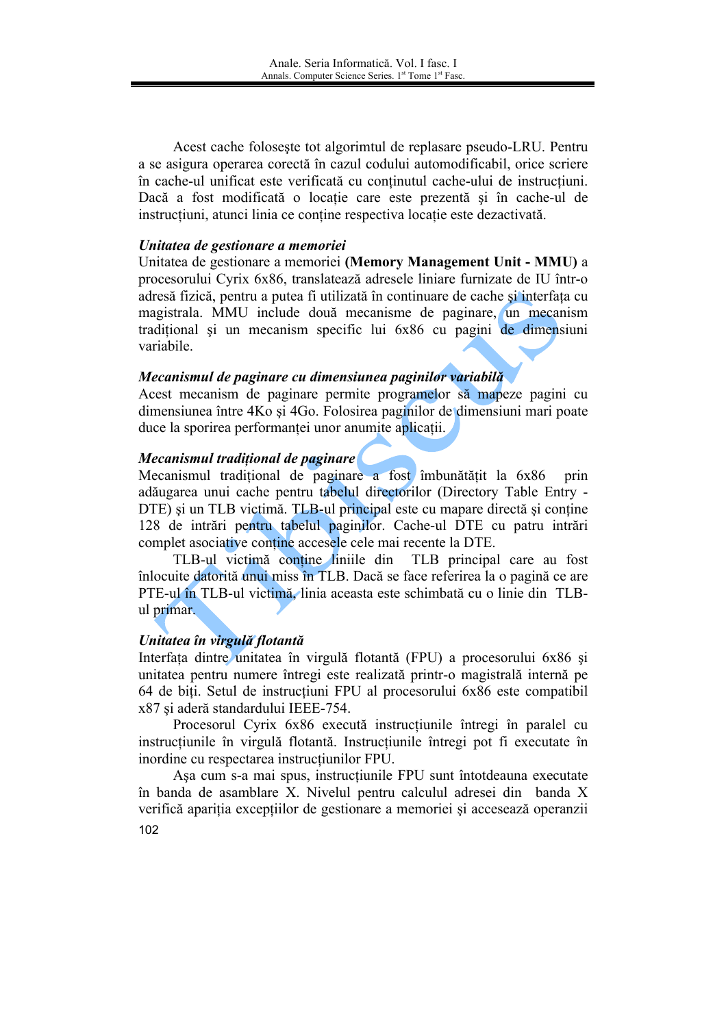Acest cache foloseşte tot algoritmul de replasare pseudo-LRU. Pentru a se asigura operarea corectă în cazul codului automodificabil, orice scriere în cache-ul unificat este verificată cu conţinutul cache-ului de instrucţiuni. Dacă a fost modificată o locaţie care este prezentă şi în cache-ul de instrucţiuni, atunci linia ce conţine respectiva locaţie este dezactivată.

### *Unitatea de gestionare a memoriei*

Unitatea de gestionare a memoriei **(Memory Management Unit - MMU)** a procesorului Cyrix 6x86, translatează adresele liniare furnizate de IU într-o adresă fizică, pentru a putea fi utilizată în continuare de cache şi interfaţa cu magistrala. MMU include două mecanisme de paginare, un mecanism tradiţional şi un mecanism specific lui 6x86 cu pagini de dimensiuni variabile.

### *Mecanismul de paginare cu dimensiunea paginilor variabilă*

Acest mecanism de paginare permite programelor să mapeze pagini cu dimensiunea între 4Ko şi 4Go. Folosirea paginilor de dimensiuni mari poate duce la sporirea performanţei unor anumite aplicaţii.

### *Mecanismul tradiţional de paginare*

Mecanismul tradiţional de paginare a fost îmbunătăţit la 6x86 prin adăugarea unui cache pentru tabelul directorilor (Directory Table Entry - DTE) şi un TLB victimă. TLB-ul principal este cu mapare directă şi conţine 128 de intrări pentru tabelul paginilor. Cache-ul DTE cu patru intrări complet asociative conţine accesele cele mai recente la DTE.

TLB-ul victimă conţine liniile din TLB principal care au fost înlocuite datorită unui miss în TLB. Dacă se face referirea la o pagină ce are PTE-ul în TLB-ul victimă, linia aceasta este schimbată cu o linie din TLB-ul primar.

### *Unitatea în virgulă flotantă*

Interfaţa dintre unitatea în virgulă flotantă (FPU) a procesorului 6x86 şi unitatea pentru numere întregi este realizată printr-o magistrală internă pe 64 de biţi. Setul de instrucţiuni FPU al procesorului 6x86 este compatibil x87 şi aderă standardului IEEE-754.

Procesorul Cyrix 6x86 execută instrucţiunile întregi în paralel cu instrucţiunile în virgulă flotantă. Instrucţiunile întregi pot fi executate în inordine cu respectarea instrucţiunilor FPU.

Aşa cum s-a mai spus, instrucţiunile FPU sunt întotdeauna executate în banda de asamblare X. Nivelul pentru calculul adresei din banda X verifică apariţia excepţiilor de gestionare a memoriei şi accesează operanzii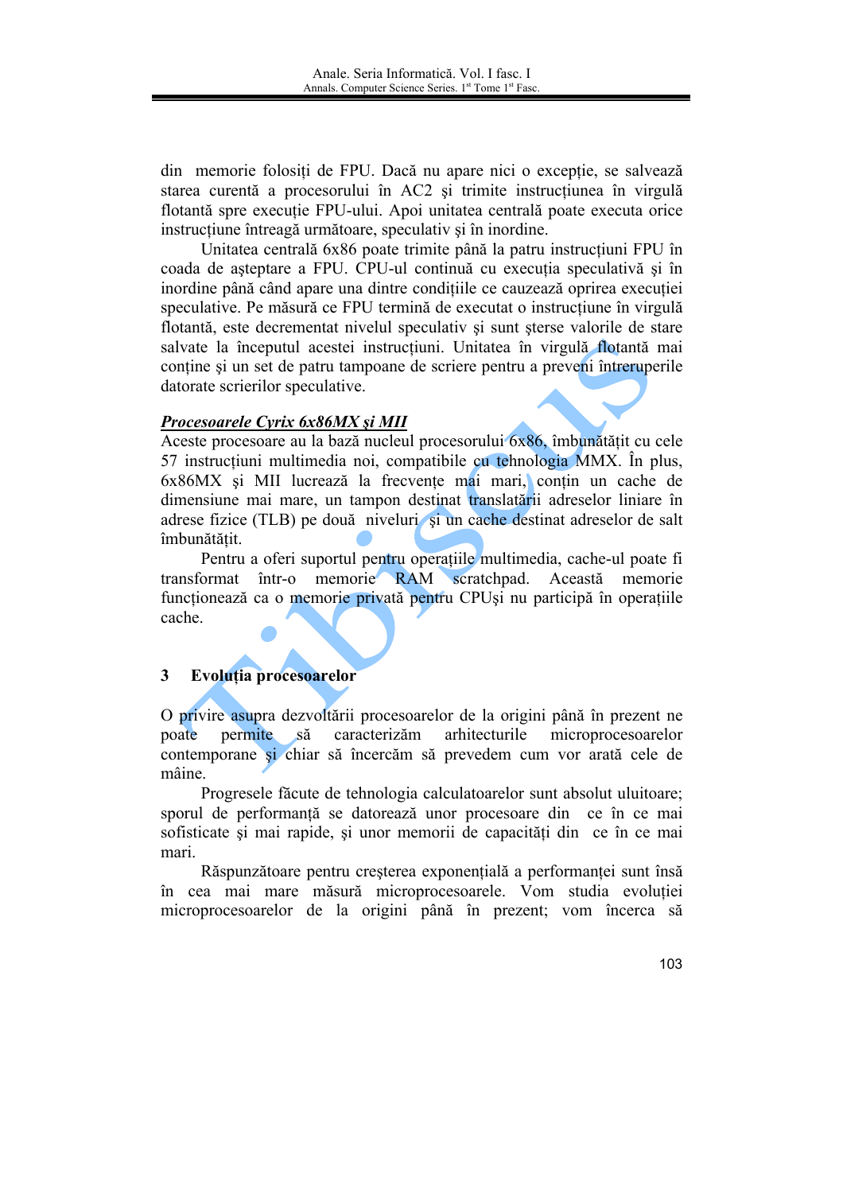din memorie folosiţi de FPU. Dacă nu apare nici o excepţie, se salvează starea curentă a procesorului în AC2 şi trimite instrucţiunea în virgulă flotantă spre execuţie FPU-ului. Apoi unitatea centrală poate executa orice instrucţiune întreagă următoare, speculativ şi în inordine.

Unitatea centrală 6x86 poate trimite până la patru instrucţiuni FPU în coada de aşteptare a FPU. CPU-ul continuă cu execuţia speculativă şi în inordine până când apare una dintre condiţiile ce cauzează oprirea execuţiei speculative. Pe măsură ce FPU termină de executat o instrucţiune în virgulă flotantă, este decrementat nivelul speculativ şi sunt şterse valorile de stare salvate la începutul acestei instrucţiuni. Unitatea în virgulă flotantă mai conţine şi un set de patru tampoane de scriere pentru a preveni întreruperile datorate scrierilor speculative.

***Procesoarele Cyrix 6x86MX şi MII***

Aceste procesoare au la bază nucleul procesorului 6x86, îmbunătăţit cu cele 57 instrucţiuni multimedia noi, compatibile cu tehnologia MMX. În plus, 6x86MX şi MII lucrează la frecvenţe mai mari, conţin un cache de dimensiune mai mare, un tampon destinat translatării adreselor liniare în adrese fizice (TLB) pe două niveluri şi un cache destinat adreselor de salt îmbunătăţit.

Pentru a oferi suportul pentru operaţiile multimedia, cache-ul poate fi transformat într-o memorie RAM scratchpad. Această memorie funcţionează ca o memorie privată pentru CPUşi nu participă în operaţiile cache.

## 3 Evoluţia procesoarelor

O privire asupra dezvoltării procesoarelor de la origini până în prezent ne poate permite să caracterizăm arhitecturile microprocesoarelor contemporane şi chiar să încercăm să prevedem cum vor arată cele de mâine.

Progresele făcute de tehnologia calculatoarelor sunt absolut uluitoare; sporul de performanţă se datorează unor procesoare din ce în ce mai sofisticate şi mai rapide, şi unor memorii de capacităţi din ce în ce mai mari.

Răspunzătoare pentru creşterea exponenţială a performanţei sunt însă în cea mai mare măsură microprocesoarele. Vom studia evoluţiei microprocesoarelor de la origini până în prezent; vom încerca să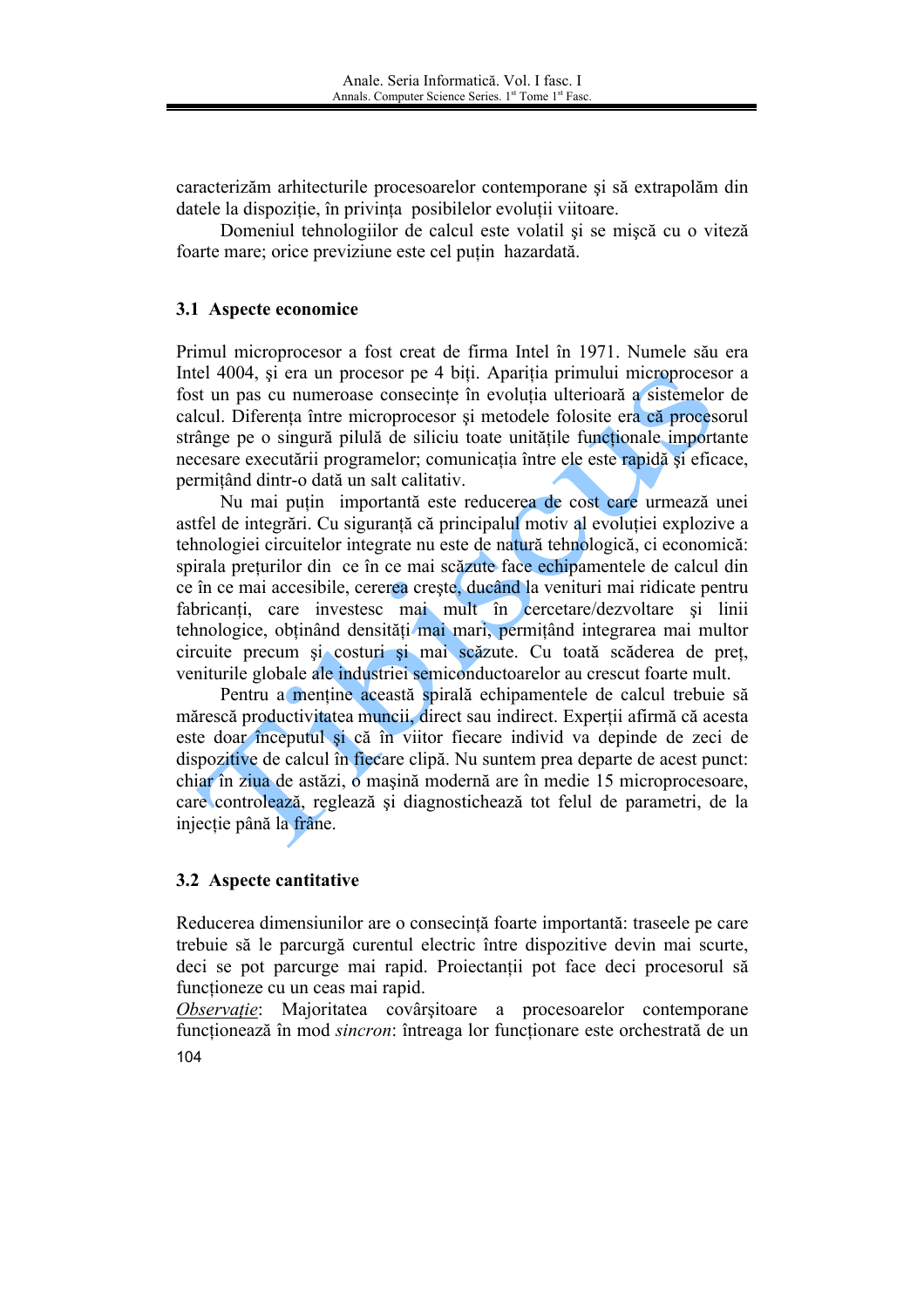caracterizăm arhitecturile procesoarelor contemporane şi să extrapolăm din datele la dispoziţie, în privinţa posibilelor evoluţii viitoare.

Domeniul tehnologiilor de calcul este volatil şi se mişcă cu o viteză foarte mare; orice previziune este cel puţin hazardată.

### 3.1 Aspecte economice

Primul microprocesor a fost creat de firma Intel în 1971. Numele său era Intel 4004, şi era un procesor pe 4 biţi. Apariţia primului microprocesor a fost un pas cu numeroase consecinţe în evoluţia ulterioară a sistemelor de calcul. Diferenţa între microprocesor şi metodele folosite era că procesorul strânge pe o singură pilulă de siliciu toate unităţile funcţionale importante necesare executării programelor; comunicaţia între ele este rapidă şi eficace, permiţând dintr-o dată un salt calitativ.

Nu mai puţin importantă este reducerea de cost care urmează unei astfel de integrări. Cu siguranţă că principalul motiv al evoluţiei explozive a tehnologiei circuitelor integrate nu este de natură tehnologică, ci economică: spirala preţurilor din ce în ce mai scăzute face echipamentele de calcul din ce în ce mai accesibile, cererea creşte, ducând la venituri mai ridicate pentru fabricanţi, care investesc mai mult în cercetare/dezvoltare şi linii tehnologice, obţinând densităţi mai mari, permiţând integrarea mai multor circuite precum şi costuri şi mai scăzute. Cu toată scăderea de preţ, veniturile globale ale industriei semiconductoarelor au crescut foarte mult.

Pentru a menţine această spirală echipamentele de calcul trebuie să mărească productivitatea muncii, direct sau indirect. Experţii afirmă că acesta este doar începutul şi că în viitor fiecare individ va depinde de zeci de dispozitive de calcul în fiecare clipă. Nu suntem prea departe de acest punct: chiar în ziua de astăzi, o maşină modernă are în medie 15 microprocesoare, care controlează, reglează şi diagnostichează tot felul de parametri, de la injecţie până la frâne.

### 3.2 Aspecte cantitative

Reducerea dimensiunilor are o consecinţă foarte importantă: traseele pe care trebuie să le parcurgă curentul electric între dispozitive devin mai scurte, deci se pot parcurge mai rapid. Proiectanţii pot face deci procesorul să funcţioneze cu un ceas mai rapid.

*Observaţie*: Majoritatea covârşitoare a procesoarelor contemporane funcţionează în mod *sincron*: întreaga lor funcţionare este orchestrată de un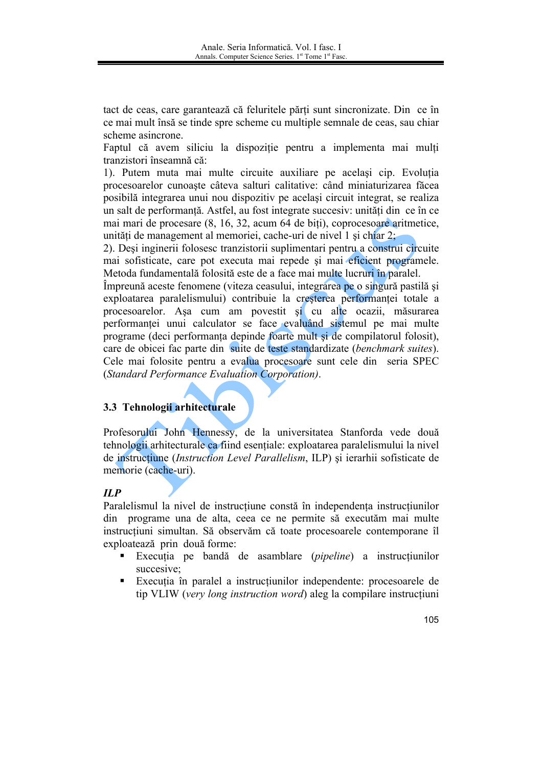tact de ceas, care garantează că feluritele părți sunt sincronizate. Din ce în ce mai mult însă se tinde spre scheme cu multiple semnale de ceas, sau chiar scheme asincrone.

Faptul că avem siliciu la dispoziție pentru a implementa mai mulți tranzistori înseamnă că:

1). Putem muta mai multe circuite auxiliare pe același cip. Evoluția procesoarelor cunoaște câteva salturi calitative: când miniaturizarea făcea posibilă integrarea unui nou dispozitiv pe același circuit integrat, se realiza un salt de performanță. Astfel, au fost integrate succesiv: unități din ce în ce mai mari de procesare (8, 16, 32, acum 64 de biți), coprocesoare aritmetice, unități de management al memoriei, cache-uri de nivel 1 și chiar 2;

2). Deși inginerii folosesc tranzistorii suplimentari pentru a construi circuite mai sofisticate, care pot executa mai repede și mai eficient programele. Metoda fundamentală folosită este de a face mai multe lucruri în paralel.

Împreună aceste fenomene (viteza ceasului, integrarea pe o singură pastilă și exploatarea paralelismului) contribuie la creșterea performanței totale a procesoarelor. Așa cum am povestit și cu alte ocazii, măsurarea performanței unui calculator se face evaluând sistemul pe mai multe programe (deci performanța depinde foarte mult și de compilatorul folosit), care de obicei fac parte din suite de teste standardizate (*benchmark suites*). Cele mai folosite pentru a evalua procesoare sunt cele din seria SPEC (*Standard Performance Evaluation Corporation)*.

### 3.3 Tehnologii arhitecturale

Profesorului John Hennessy, de la universitatea Stanforda vede două tehnologii arhitecturale ca fiind esențiale: exploatarea paralelismului la nivel de instrucțiune (*Instruction Level Parallelism*, ILP) și ierarhii sofisticate de memorie (cache-uri).

***ILP***

Paralelismul la nivel de instrucțiune constă în independența instrucțiunilor din programe una de alta, ceea ce ne permite să executăm mai multe instrucțiuni simultan. Să observăm că toate procesoarele contemporane îl exploatează prin două forme:

- Execuția pe bandă de asamblare (*pipeline*) a instrucțiunilor succesive;
- Execuția în paralel a instrucțiunilor independente: procesoarele de tip VLIW (*very long instruction word*) aleg la compilare instrucțiuni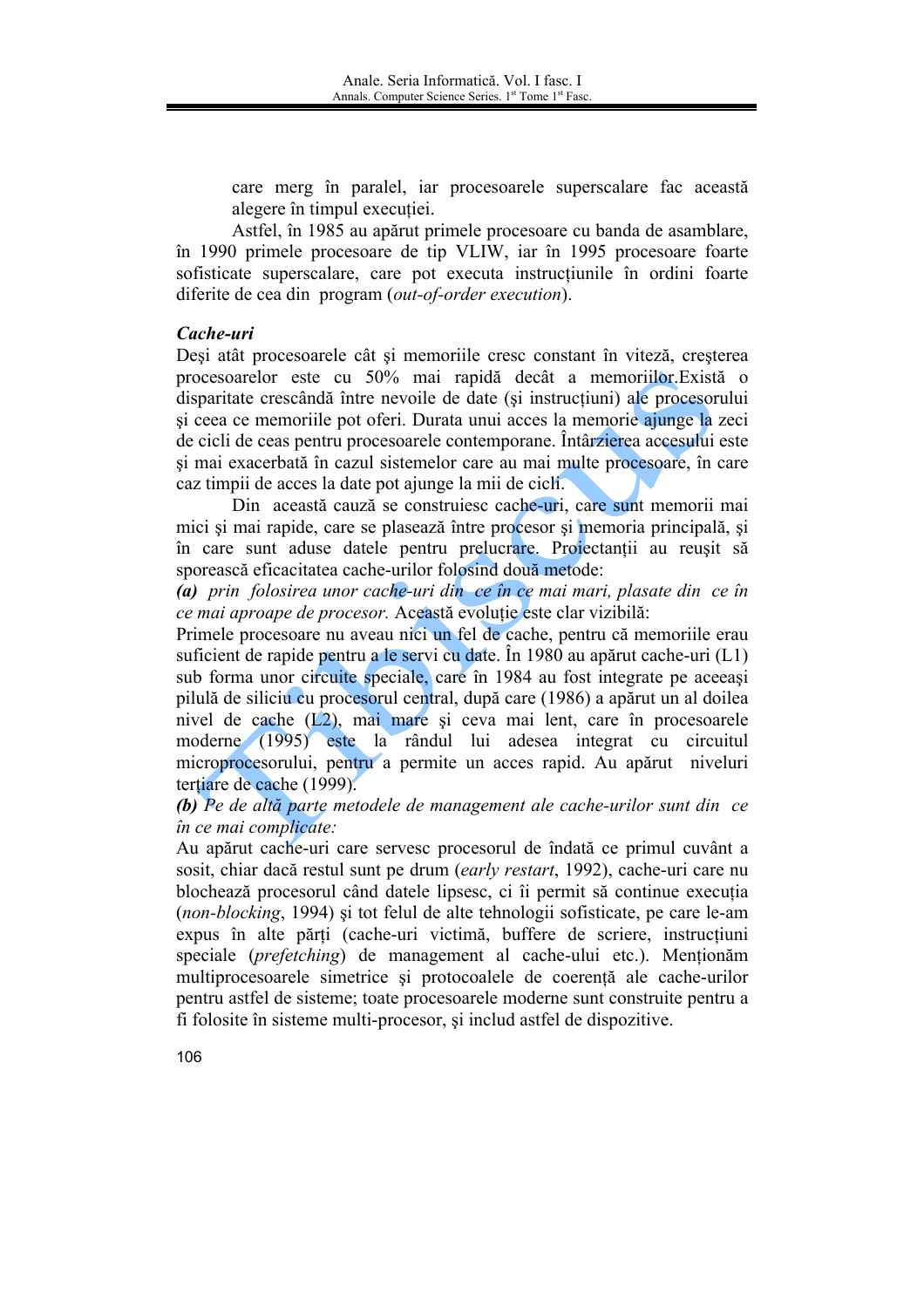care merg în paralel, iar procesoarele superscalare fac această alegere în timpul execuției.

Astfel, în 1985 au apărut primele procesoare cu banda de asamblare, în 1990 primele procesoare de tip VLIW, iar în 1995 procesoare foarte sofisticate superscalare, care pot executa instrucțiunile în ordini foarte diferite de cea din program (*out-of-order execution*).

***Cache-uri***

Deşi atât procesoarele cât şi memoriile cresc constant în viteză, creşterea procesoarelor este cu 50% mai rapidă decât a memoriilor.Există o disparitate crescândă între nevoile de date (şi instrucțiuni) ale procesorului şi ceea ce memoriile pot oferi. Durata unui acces la memorie ajunge la zeci de cicli de ceas pentru procesoarele contemporane. Întârzierea accesului este şi mai exacerbată în cazul sistemelor care au mai multe procesoare, în care caz timpii de acces la date pot ajunge la mii de cicli.

Din această cauză se construiesc cache-uri, care sunt memorii mai mici şi mai rapide, care se plasează între procesor şi memoria principală, şi în care sunt aduse datele pentru prelucrare. Proiectanții au reuşit să sporească eficacitatea cache-urilor folosind două metode:

***(a)*** *prin folosirea unor cache-uri din ce în ce mai mari, plasate din ce în ce mai aproape de procesor.* Această evoluție este clar vizibilă:

Primele procesoare nu aveau nici un fel de cache, pentru că memoriile erau suficient de rapide pentru a le servi cu date. În 1980 au apărut cache-uri (L1) sub forma unor circuite speciale, care în 1984 au fost integrate pe aceeaşi pilulă de siliciu cu procesorul central, după care (1986) a apărut un al doilea nivel de cache (L2), mai mare şi ceva mai lent, care în procesoarele moderne (1995) este la rândul lui adesea integrat cu circuitul microprocesorului, pentru a permite un acces rapid. Au apărut niveluri terțiare de cache (1999).

***(b)*** *Pe de altă parte metodele de management ale cache-urilor sunt din ce în ce mai complicate:*

Au apărut cache-uri care servesc procesorul de îndată ce primul cuvânt a sosit, chiar dacă restul sunt pe drum (*early restart*, 1992), cache-uri care nu blochează procesorul când datele lipsesc, ci îi permit să continue execuția (*non-blocking*, 1994) şi tot felul de alte tehnologii sofisticate, pe care le-am expus în alte părți (cache-uri victimă, buffere de scriere, instrucțiuni speciale (*prefetching*) de management al cache-ului etc.). Menționăm multiprocesoarele simetrice şi protocoalele de coerență ale cache-urilor pentru astfel de sisteme; toate procesoarele moderne sunt construite pentru a fi folosite în sisteme multi-procesor, şi includ astfel de dispozitive.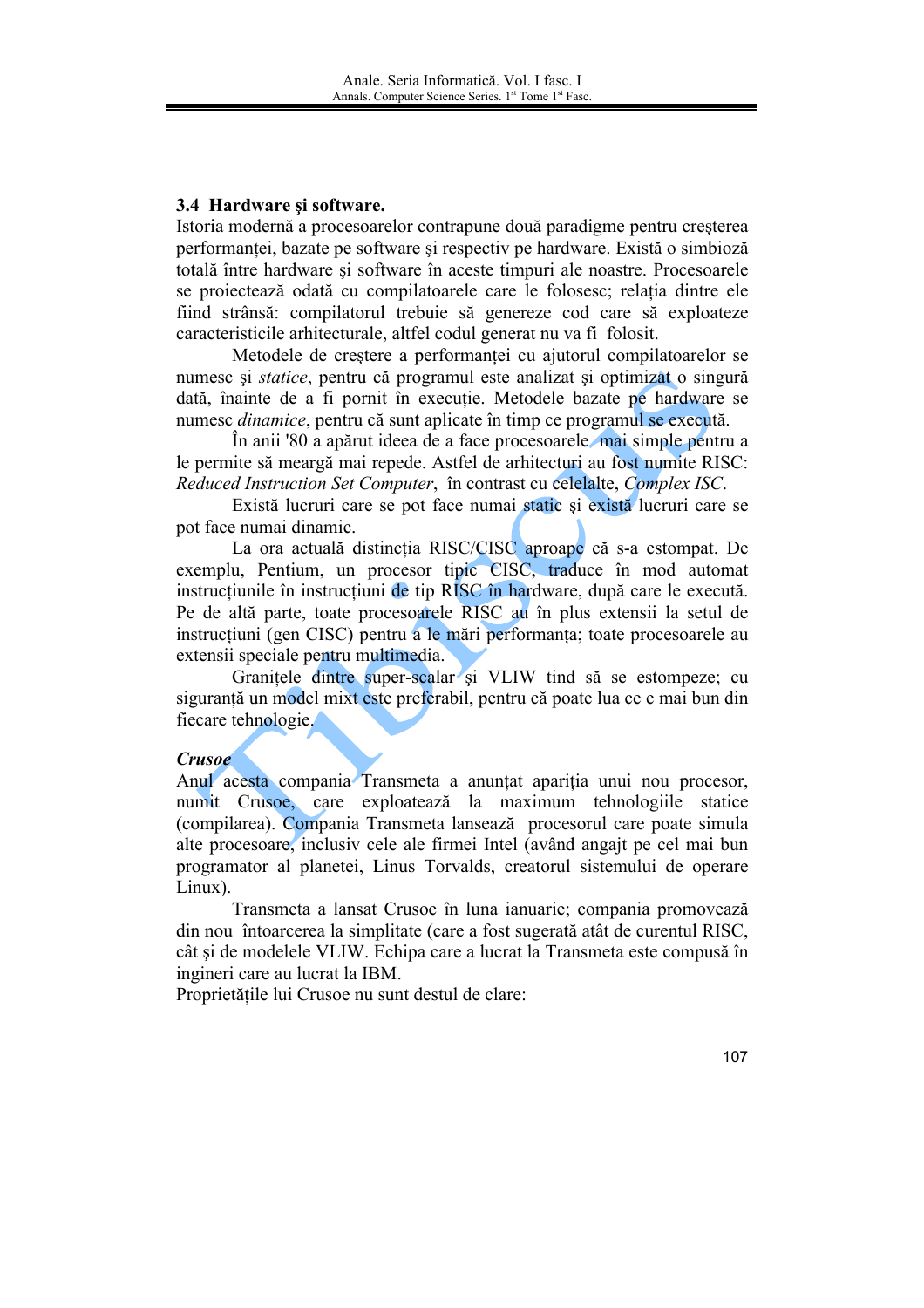### 3.4 Hardware şi software.

Istoria modernă a procesoarelor contrapune două paradigme pentru creşterea performanţei, bazate pe software şi respectiv pe hardware. Există o simbioză totală între hardware şi software în aceste timpuri ale noastre. Procesoarele se proiectează odată cu compilatoarele care le folosesc; relaţia dintre ele fiind strânsă: compilatorul trebuie să genereze cod care să exploateze caracteristicile arhitecturale, altfel codul generat nu va fi folosit.

Metodele de creştere a performanţei cu ajutorul compilatoarelor se numesc şi *statice*, pentru că programul este analizat şi optimizat o singură dată, înainte de a fi pornit în execuţie. Metodele bazate pe hardware se numesc *dinamice*, pentru că sunt aplicate în timp ce programul se execută.

În anii '80 a apărut ideea de a face procesoarele mai simple pentru a le permite să meargă mai repede. Astfel de arhitecturi au fost numite RISC: *Reduced Instruction Set Computer*, în contrast cu celelalte, *Complex ISC*.

Există lucruri care se pot face numai static şi există lucruri care se pot face numai dinamic.

La ora actuală distincţia RISC/CISC aproape că s-a estompat. De exemplu, Pentium, un procesor tipic CISC, traduce în mod automat instrucţiunile în instrucţiuni de tip RISC în hardware, după care le execută. Pe de altă parte, toate procesoarele RISC au în plus extensii la setul de instrucţiuni (gen CISC) pentru a le mări performanţa; toate procesoarele au extensii speciale pentru multimedia.

Graniţele dintre super-scalar şi VLIW tind să se estompeze; cu siguranţă un model mixt este preferabil, pentru că poate lua ce e mai bun din fiecare tehnologie.

***Crusoe***

Anul acesta compania Transmeta a anunţat apariţia unui nou procesor, numit Crusoe, care exploatează la maximum tehnologiile statice (compilarea). Compania Transmeta lansează procesorul care poate simula alte procesoare, inclusiv cele ale firmei Intel (având angajt pe cel mai bun programator al planetei, Linus Torvalds, creatorul sistemului de operare Linux).

Transmeta a lansat Crusoe în luna ianuarie; compania promovează din nou întoarcerea la simplitate (care a fost sugerată atât de curentul RISC, cât şi de modelele VLIW. Echipa care a lucrat la Transmeta este compusă în ingineri care au lucrat la IBM.

Proprietăţile lui Crusoe nu sunt destul de clare: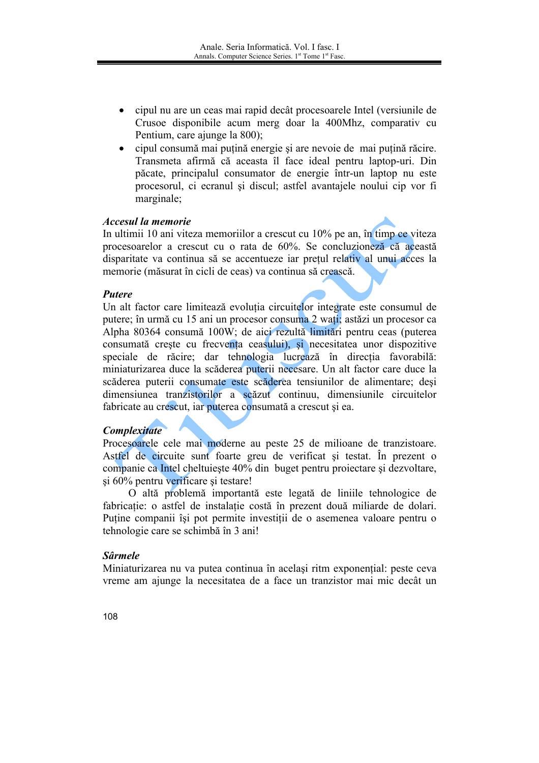- cipul nu are un ceas mai rapid decât procesoarele Intel (versiunile de Crusoe disponibile acum merg doar la 400Mhz, comparativ cu Pentium, care ajunge la 800);
- cipul consumă mai puțină energie şi are nevoie de mai puțină răcire. Transmeta afirmă că aceasta îl face ideal pentru laptop-uri. Din păcate, principalul consumator de energie într-un laptop nu este procesorul, ci ecranul şi discul; astfel avantajele noului cip vor fi marginale;

***Accesul la memorie***

In ultimii 10 ani viteza memoriilor a crescut cu 10% pe an, în timp ce viteza procesoarelor a crescut cu o rata de 60%. Se concluzionează că această disparitate va continua să se accentueze iar prețul relativ al unui acces la memorie (măsurat în cicli de ceas) va continua să crească.

***Putere***

Un alt factor care limitează evoluția circuitelor integrate este consumul de putere; în urmă cu 15 ani un procesor consuma 2 wați; astăzi un procesor ca Alpha 80364 consumă 100W; de aici rezultă limitări pentru ceas (puterea consumată crește cu frecvența ceasului), şi necesitatea unor dispozitive speciale de răcire; dar tehnologia lucrează în direcția favorabilă: miniaturizarea duce la scăderea puterii necesare. Un alt factor care duce la scăderea puterii consumate este scăderea tensiunilor de alimentare; deşi dimensiunea tranzistorilor a scăzut continuu, dimensiunile circuitelor fabricate au crescut, iar puterea consumată a crescut şi ea.

***Complexitate***

Procesoarele cele mai moderne au peste 25 de milioane de tranzistoare. Astfel de circuite sunt foarte greu de verificat şi testat. În prezent o companie ca Intel cheltuieşte 40% din buget pentru proiectare şi dezvoltare, şi 60% pentru verificare şi testare!

O altă problemă importantă este legată de liniile tehnologice de fabricație: o astfel de instalație costă în prezent două miliarde de dolari. Puține companii îşi pot permite investiții de o asemenea valoare pentru o tehnologie care se schimbă în 3 ani!

***Sârmele***

Miniaturizarea nu va putea continua în acelaşi ritm exponențial: peste ceva vreme am ajunge la necesitatea de a face un tranzistor mai mic decât un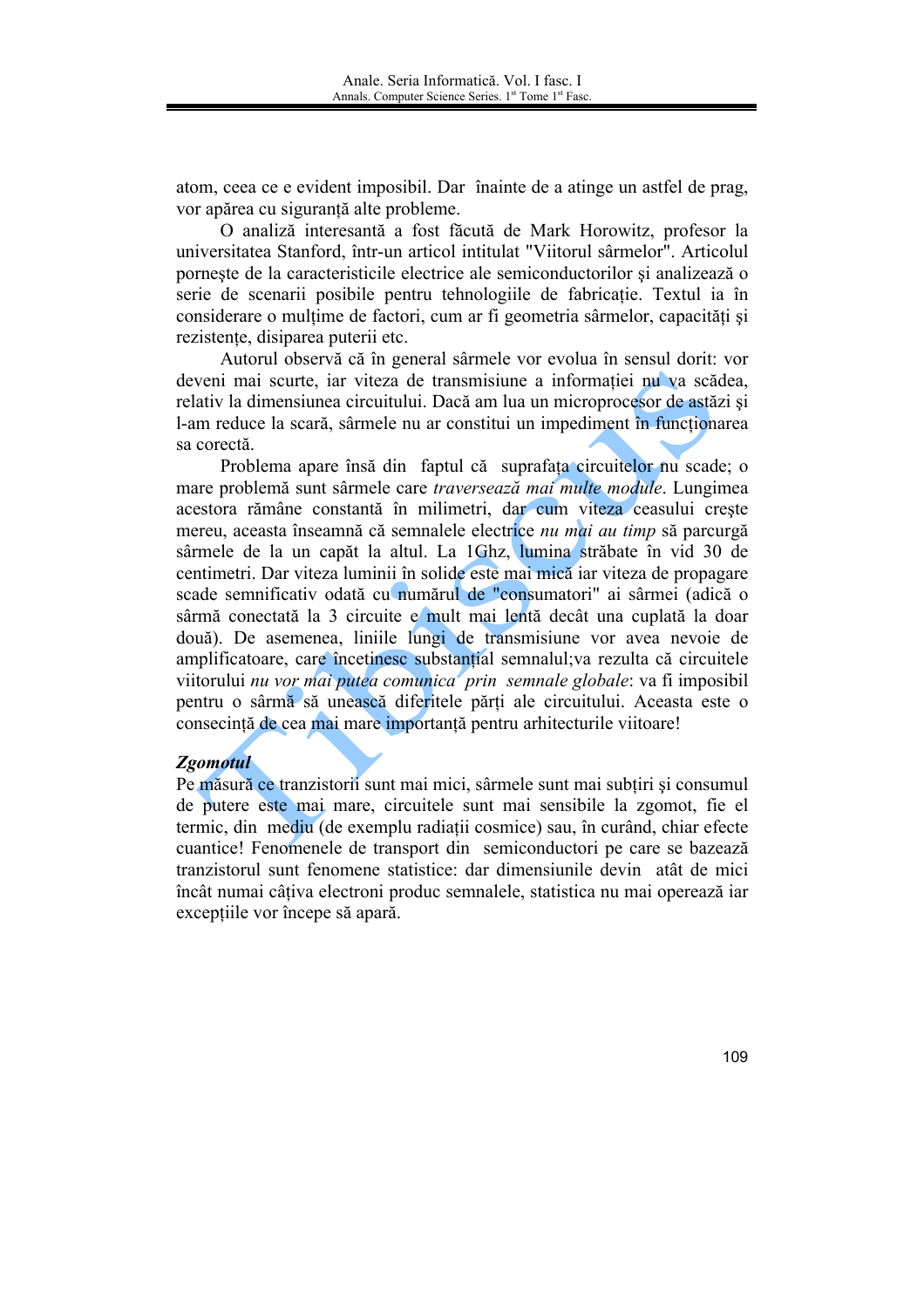atom, ceea ce e evident imposibil. Dar înainte de a atinge un astfel de prag, vor apărea cu siguranță alte probleme.

O analiză interesantă a fost făcută de Mark Horowitz, profesor la universitatea Stanford, într-un articol intitulat "Viitorul sârmelor". Articolul pornește de la caracteristicile electrice ale semiconductorilor și analizează o serie de scenarii posibile pentru tehnologiile de fabricație. Textul ia în considerare o mulțime de factori, cum ar fi geometria sârmelor, capacități și rezistențe, disiparea puterii etc.

Autorul observă că în general sârmele vor evolua în sensul dorit: vor deveni mai scurte, iar viteza de transmisiune a informației nu va scădea, relativ la dimensiunea circuitului. Dacă am lua un microprocesor de astăzi și l-am reduce la scară, sârmele nu ar constitui un impediment în funcționarea sa corectă.

Problema apare însă din faptul că suprafața circuitelor nu scade; o mare problemă sunt sârmele care *traversează mai multe module*. Lungimea acestora rămâne constantă în milimetri, dar cum viteza ceasului crește mereu, aceasta înseamnă că semnalele electrice *nu mai au timp* să parcurgă sârmele de la un capăt la altul. La 1Ghz, lumina străbate în vid 30 de centimetri. Dar viteza luminii în solide este mai mică iar viteza de propagare scade semnificativ odată cu numărul de "consumatori" ai sârmei (adică o sârmă conectată la 3 circuite e mult mai lentă decât una cuplată la doar două). De asemenea, liniile lungi de transmisiune vor avea nevoie de amplificatoare, care încetinesc substanțial semnalul;va rezulta că circuitele viitorului *nu vor mai putea comunica prin semnale globale*: va fi imposibil pentru o sârmă să unească diferitele părți ale circuitului. Aceasta este o consecință de cea mai mare importanță pentru arhitecturile viitoare!

***Zgomotul***

Pe măsură ce tranzistorii sunt mai mici, sârmele sunt mai subțiri și consumul de putere este mai mare, circuitele sunt mai sensibile la zgomot, fie el termic, din mediu (de exemplu radiații cosmice) sau, în curând, chiar efecte cuantice! Fenomenele de transport din semiconductori pe care se bazează tranzistorul sunt fenomene statistice: dar dimensiunile devin atât de mici încât numai câțiva electroni produc semnalele, statistica nu mai operează iar excepțiile vor începe să apară.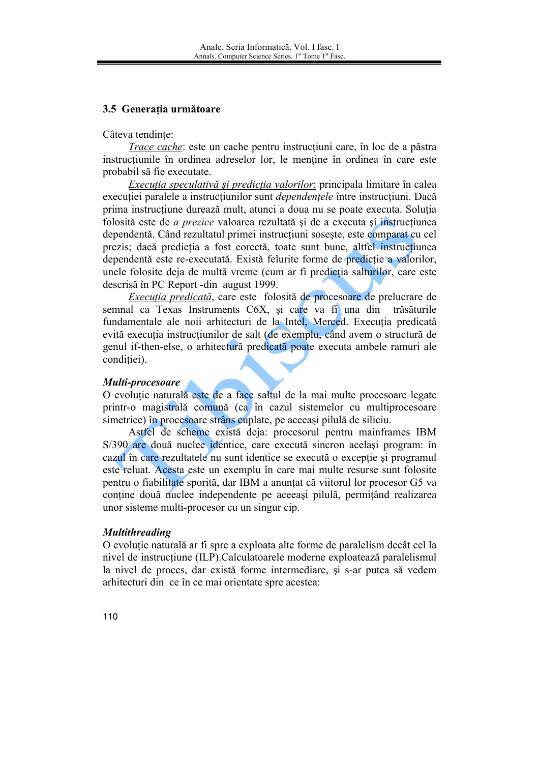### 3.5 Generația următoare

Câteva tendințe:

*Trace cache*: este un cache pentru instrucțiuni care, în loc de a păstra instrucțiunile în ordinea adreselor lor, le menține în ordinea în care este probabil să fie executate.

*Execuția speculativă și predicția valorilor*: principala limitare în calea execuției paralele a instrucțiunilor sunt *dependențele* între instrucțiuni. Dacă prima instrucțiune durează mult, atunci a doua nu se poate executa. Soluția folosită este de *a prezice* valoarea rezultată și de a executa și instrucțiunea dependentă. Când rezultatul primei instrucțiuni sosește, este comparat cu cel prezis; dacă predicția a fost corectă, toate sunt bune, altfel instrucțiunea dependentă este re-executată. Există felurite forme de predicție a valorilor, unele folosite deja de multă vreme (cum ar fi predicția salturilor, care este descrisă în PC Report -din august 1999.

*Execuția predicată*, care este folosită de procesoare de prelucrare de semnal ca Texas Instruments C6X, și care va fi una din trăsăturile fundamentale ale noii arhitecturi de la Intel, Merced. Execuția predicată evită execuția instrucțiunilor de salt (de exemplu, când avem o structură de genul if-then-else, o arhitectură predicată poate executa ambele ramuri ale condiției).

***Multi-procesoare***

O evoluție naturală este de a face saltul de la mai multe procesoare legate printr-o magistrală comună (ca în cazul sistemelor cu multiprocesoare simetrice) în procesoare strâns cuplate, pe aceeași pilulă de siliciu.

Astfel de scheme există deja: procesorul pentru mainframes IBM S/390 are două nuclee identice, care execută sincron același program: în cazul în care rezultatele nu sunt identice se execută o excepție și programul este reluat. Acesta este un exemplu în care mai multe resurse sunt folosite pentru o fiabilitate sporită, dar IBM a anunțat că viitorul lor procesor G5 va conține două nuclee independente pe aceeași pilulă, permițând realizarea unor sisteme multi-procesor cu un singur cip.

***Multithreading***

O evoluție naturală ar fi spre a exploata alte forme de paralelism decât cel la nivel de instrucțiune (ILP).Calculatoarele moderne exploatează paralelismul la nivel de proces, dar există forme intermediare, și s-ar putea să vedem arhitecturi din ce în ce mai orientate spre acestea: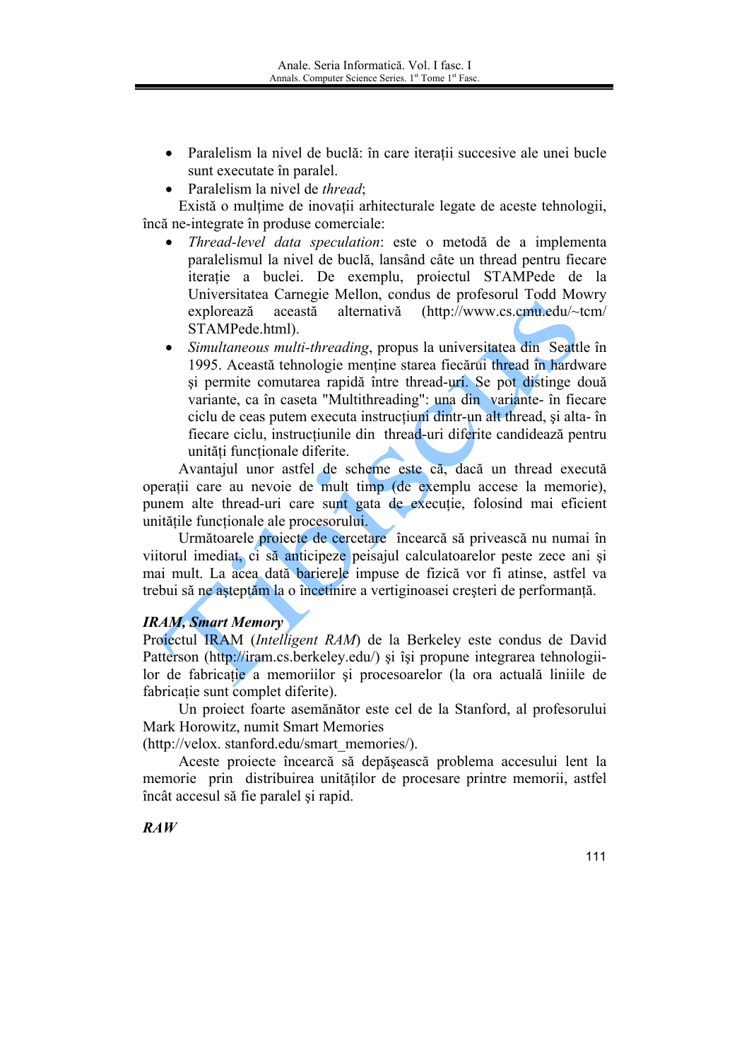- Paralelism la nivel de buclă: în care iterații succesive ale unei bucle sunt executate în paralel.
- Paralelism la nivel de *thread*;

Există o mulțime de inovații arhitecturale legate de aceste tehnologii, încă ne-integrate în produse comerciale:

- *Thread-level data speculation*: este o metodă de a implementa paralelismul la nivel de buclă, lansând câte un thread pentru fiecare iterație a buclei. De exemplu, proiectul STAMPede de la Universitatea Carnegie Mellon, condus de profesorul Todd Mowry explorează această alternativă (http://www.cs.cmu.edu/~tcm/STAMPede.html).
- *Simultaneous multi-threading*, propus la universitatea din Seattle în 1995. Această tehnologie menține starea fiecărui thread în hardware și permite comutarea rapidă între thread-uri. Se pot distinge două variante, ca în caseta "Multithreading": una din variante- în fiecare ciclu de ceas putem executa instrucțiuni dintr-un alt thread, și alta- în fiecare ciclu, instrucțiunile din thread-uri diferite candidează pentru unități funcționale diferite.

Avantajul unor astfel de scheme este că, dacă un thread execută operații care au nevoie de mult timp (de exemplu accese la memorie), punem alte thread-uri care sunt gata de execuție, folosind mai eficient unitățile funcționale ale procesorului.

Următoarele proiecte de cercetare încearcă să privească nu numai în viitorul imediat, ci să anticipeze peisajul calculatoarelor peste zece ani și mai mult. La acea dată barierele impuse de fizică vor fi atinse, astfel va trebui să ne așteptăm la o încetinire a vertiginoasei creșteri de performanță.

***IRAM, Smart Memory***

Proiectul IRAM (*Intelligent RAM*) de la Berkeley este condus de David Patterson (http://iram.cs.berkeley.edu/) și își propune integrarea tehnologii-lor de fabricație a memoriilor și procesoarelor (la ora actuală liniile de fabricație sunt complet diferite).

Un proiect foarte asemănător este cel de la Stanford, al profesorului Mark Horowitz, numit Smart Memories (http://velox. stanford.edu/smart_memories/).

Aceste proiecte încearcă să depășească problema accesului lent la memorie prin distribuirea unităților de procesare printre memorii, astfel încât accesul să fie paralel și rapid.

***RAW***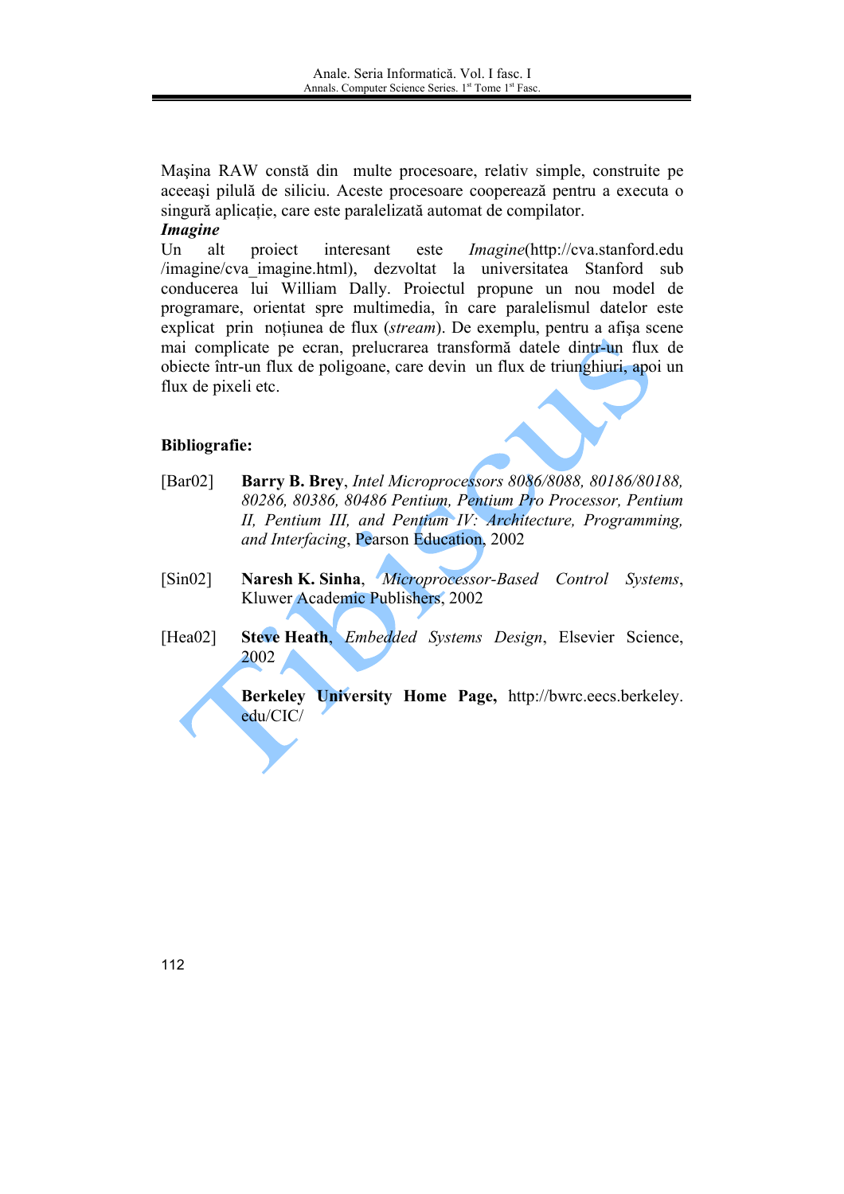Maşina RAW constă din multe procesoare, relativ simple, construite pe aceeaşi pilulă de siliciu. Aceste procesoare cooperează pentru a executa o singură aplicație, care este paralelizată automat de compilator.

***Imagine***

Un alt proiect interesant este *Imagine*(http://cva.stanford.edu/imagine/cva_imagine.html), dezvoltat la universitatea Stanford sub conducerea lui William Dally. Proiectul propune un nou model de programare, orientat spre multimedia, în care paralelismul datelor este explicat prin noțiunea de flux (*stream*). De exemplu, pentru a afişa scene mai complicate pe ecran, prelucrarea transformă datele dintr-un flux de obiecte într-un flux de poligoane, care devin un flux de triunghiuri, apoi un flux de pixeli etc.

**Bibliografie:**

[Bar02] **Barry B. Brey**, *Intel Microprocessors 8086/8088, 80186/80188, 80286, 80386, 80486 Pentium, Pentium Pro Processor, Pentium II, Pentium III, and Pentium IV: Architecture, Programming, and Interfacing*, Pearson Education, 2002

[Sin02] **Naresh K. Sinha**, *Microprocessor-Based Control Systems*, Kluwer Academic Publishers, 2002

[Hea02] **Steve Heath**, *Embedded Systems Design*, Elsevier Science, 2002

**Berkeley University Home Page,** http://bwrc.eecs.berkeley.edu/CIC/